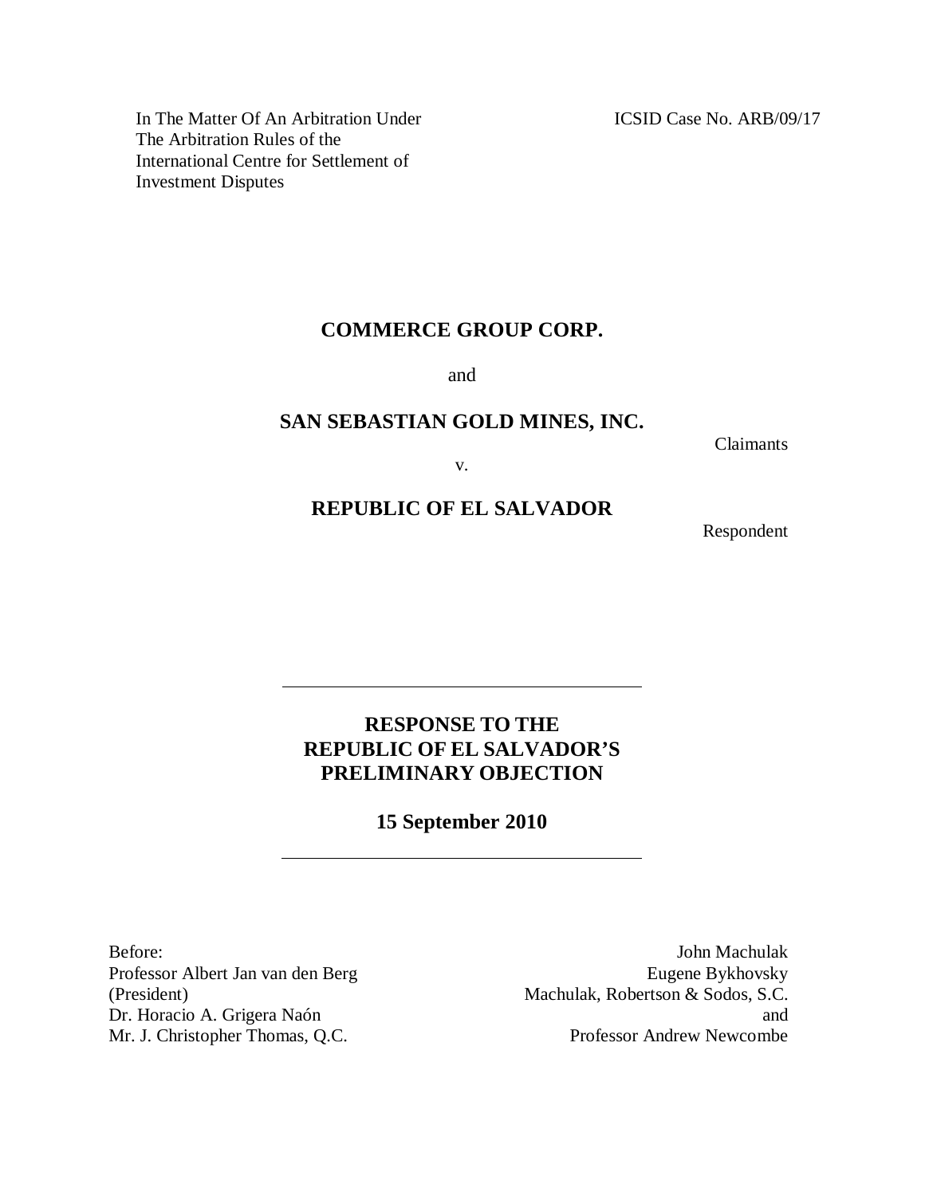In The Matter Of An Arbitration Under
The Arbitration Rules of the
International Centre for Settlement of
Investment Disputes

ICSID Case No. ARB/09/17

**COMMERCE GROUP CORP.**

and

**SAN SEBASTIAN GOLD MINES, INC.**

Claimants

v.

**REPUBLIC OF EL SALVADOR**

Respondent

---

# RESPONSE TO THE REPUBLIC OF EL SALVADOR'S PRELIMINARY OBJECTION

**15 September 2010**

---

Before:
Professor Albert Jan van den Berg (President)
Dr. Horacio A. Grigera Naón
Mr. J. Christopher Thomas, Q.C.

John Machulak
Eugene Bykhovsky
Machulak, Robertson & Sodos, S.C.
and
Professor Andrew Newcombe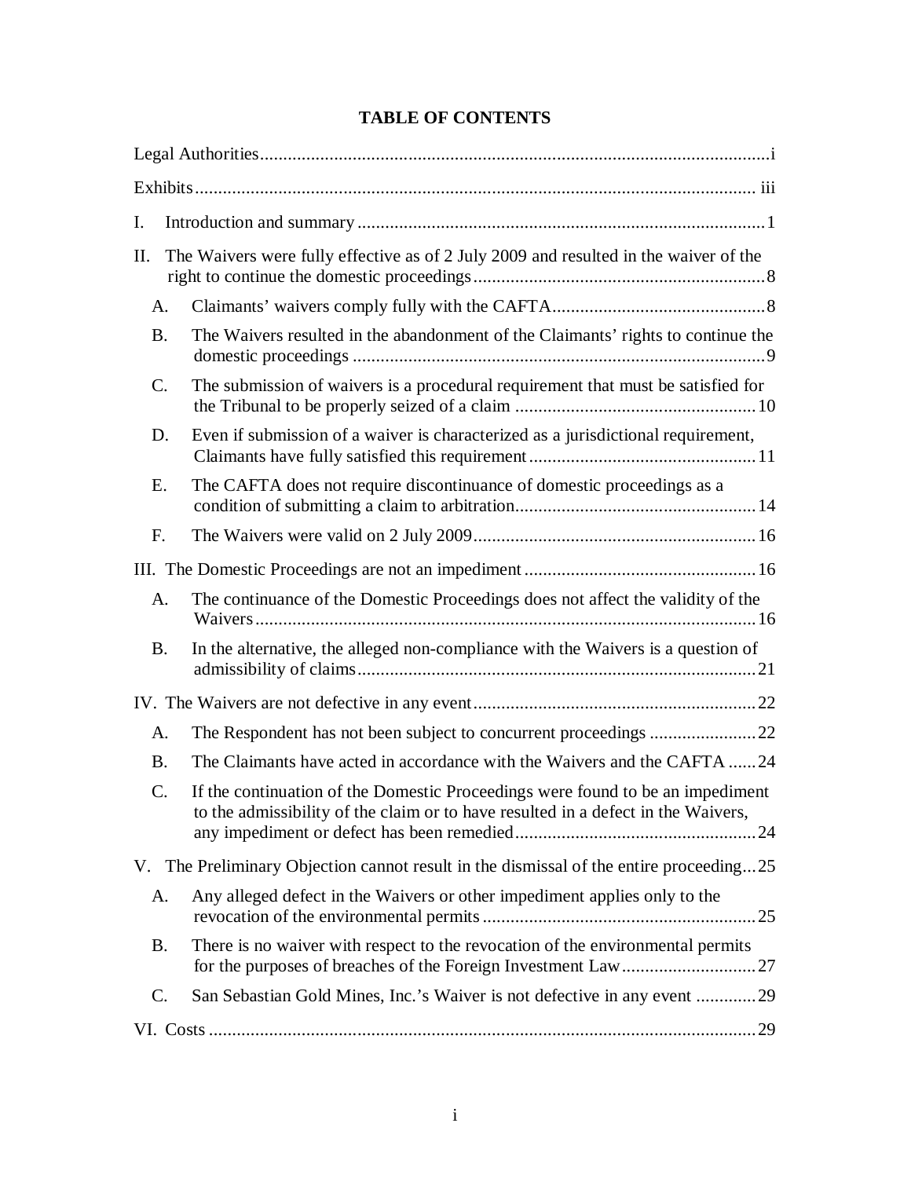# TABLE OF CONTENTS

Legal Authorities .......... i

Exhibits .......... iii

I. Introduction and summary .......... 1

II. The Waivers were fully effective as of 2 July 2009 and resulted in the waiver of the right to continue the domestic proceedings .......... 8

- A. Claimants' waivers comply fully with the CAFTA .......... 8
- B. The Waivers resulted in the abandonment of the Claimants' rights to continue the domestic proceedings .......... 9
- C. The submission of waivers is a procedural requirement that must be satisfied for the Tribunal to be properly seized of a claim .......... 10
- D. Even if submission of a waiver is characterized as a jurisdictional requirement, Claimants have fully satisfied this requirement .......... 11
- E. The CAFTA does not require discontinuance of domestic proceedings as a condition of submitting a claim to arbitration .......... 14
- F. The Waivers were valid on 2 July 2009 .......... 16

III. The Domestic Proceedings are not an impediment .......... 16

- A. The continuance of the Domestic Proceedings does not affect the validity of the Waivers .......... 16
- B. In the alternative, the alleged non-compliance with the Waivers is a question of admissibility of claims .......... 21

IV. The Waivers are not defective in any event .......... 22

- A. The Respondent has not been subject to concurrent proceedings .......... 22
- B. The Claimants have acted in accordance with the Waivers and the CAFTA .......... 24
- C. If the continuation of the Domestic Proceedings were found to be an impediment to the admissibility of the claim or to have resulted in a defect in the Waivers, any impediment or defect has been remedied .......... 24

V. The Preliminary Objection cannot result in the dismissal of the entire proceeding .......... 25

- A. Any alleged defect in the Waivers or other impediment applies only to the revocation of the environmental permits .......... 25
- B. There is no waiver with respect to the revocation of the environmental permits for the purposes of breaches of the Foreign Investment Law .......... 27
- C. San Sebastian Gold Mines, Inc.'s Waiver is not defective in any event .......... 29

VI. Costs .......... 29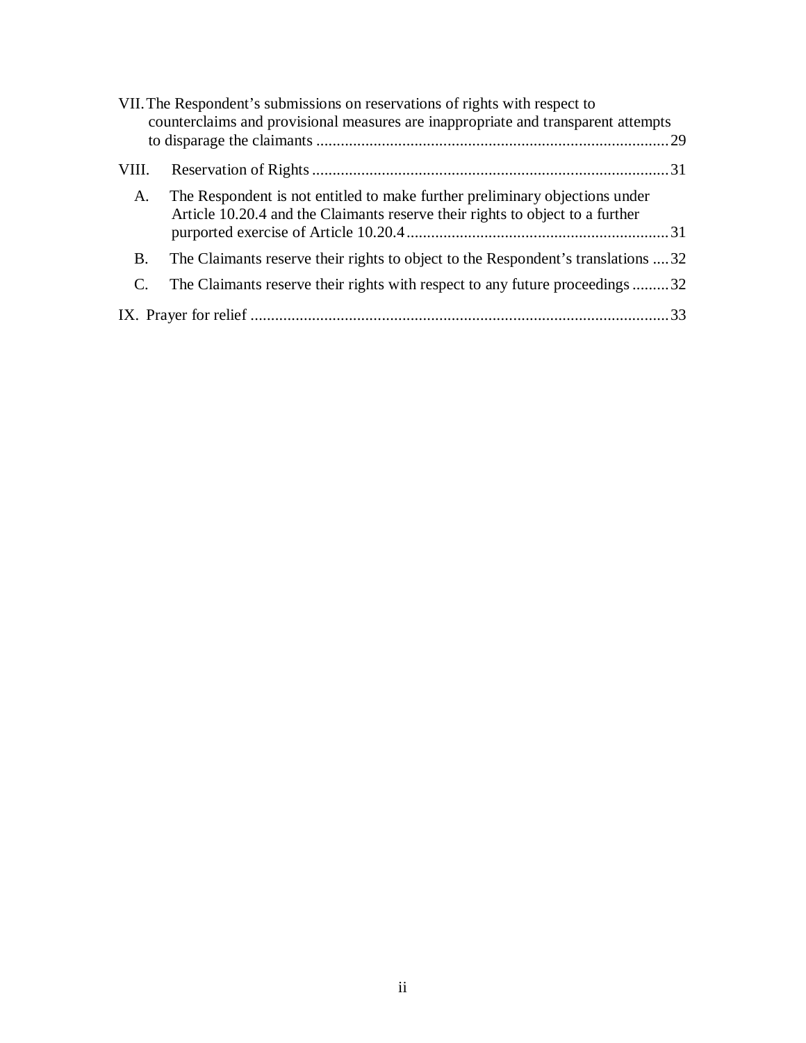VII. The Respondent's submissions on reservations of rights with respect to counterclaims and provisional measures are inappropriate and transparent attempts to disparage the claimants ..................................................................................... 29

VIII. Reservation of Rights ...................................................................................... 31

A. The Respondent is not entitled to make further preliminary objections under Article 10.20.4 and the Claimants reserve their rights to object to a further purported exercise of Article 10.20.4 ................................................................. 31

B. The Claimants reserve their rights to object to the Respondent's translations .... 32

C. The Claimants reserve their rights with respect to any future proceedings ......... 32

IX. Prayer for relief ...................................................................................................... 33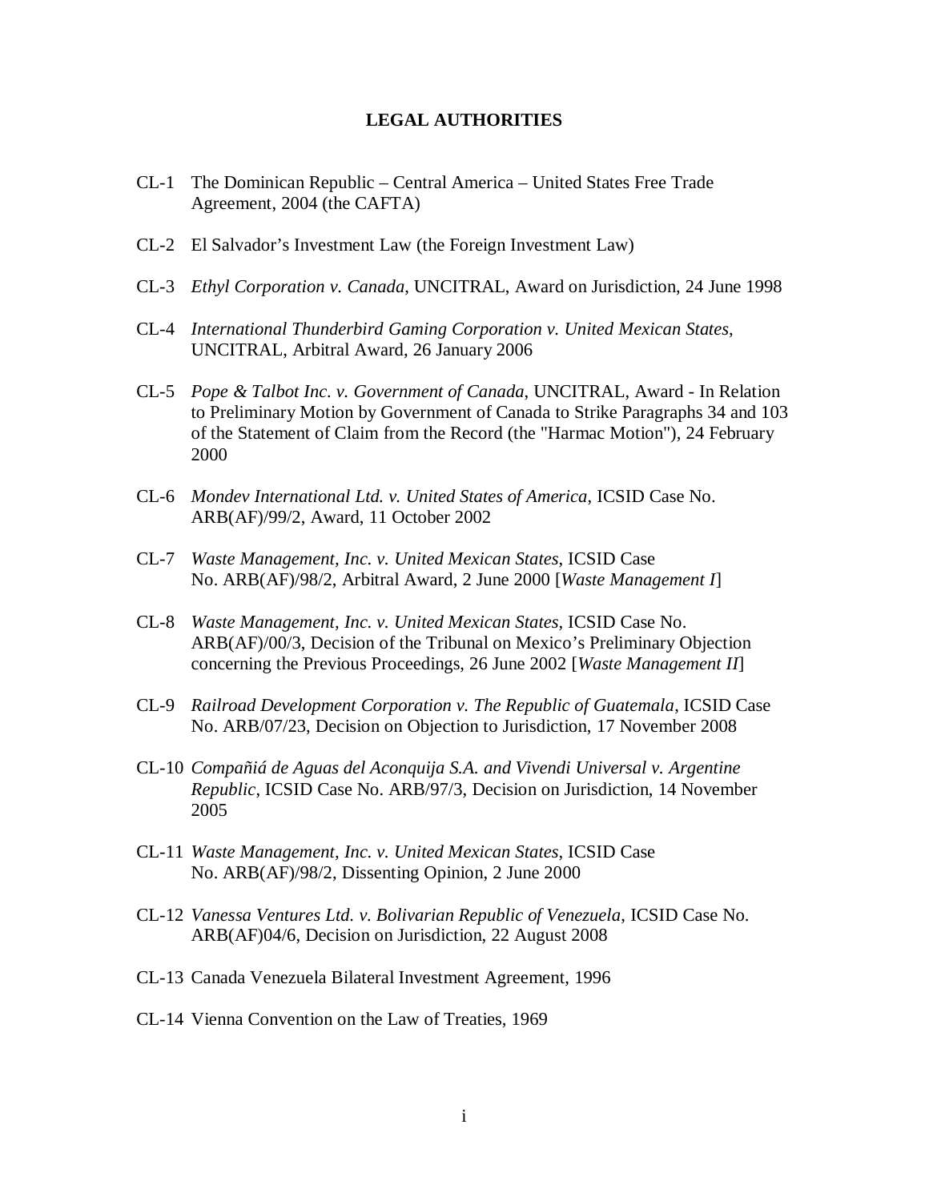# LEGAL AUTHORITIES

CL-1 The Dominican Republic – Central America – United States Free Trade Agreement, 2004 (the CAFTA)

CL-2 El Salvador's Investment Law (the Foreign Investment Law)

CL-3 *Ethyl Corporation v. Canada*, UNCITRAL, Award on Jurisdiction, 24 June 1998

CL-4 *International Thunderbird Gaming Corporation v. United Mexican States*, UNCITRAL, Arbitral Award, 26 January 2006

CL-5 *Pope & Talbot Inc. v. Government of Canada*, UNCITRAL, Award - In Relation to Preliminary Motion by Government of Canada to Strike Paragraphs 34 and 103 of the Statement of Claim from the Record (the "Harmac Motion"), 24 February 2000

CL-6 *Mondev International Ltd. v. United States of America*, ICSID Case No. ARB(AF)/99/2, Award, 11 October 2002

CL-7 *Waste Management, Inc. v. United Mexican States*, ICSID Case No. ARB(AF)/98/2, Arbitral Award, 2 June 2000 [*Waste Management I*]

CL-8 *Waste Management, Inc. v. United Mexican States*, ICSID Case No. ARB(AF)/00/3, Decision of the Tribunal on Mexico's Preliminary Objection concerning the Previous Proceedings, 26 June 2002 [*Waste Management II*]

CL-9 *Railroad Development Corporation v. The Republic of Guatemala*, ICSID Case No. ARB/07/23, Decision on Objection to Jurisdiction, 17 November 2008

CL-10 *Compañiá de Aguas del Aconquija S.A. and Vivendi Universal v. Argentine Republic*, ICSID Case No. ARB/97/3, Decision on Jurisdiction, 14 November 2005

CL-11 *Waste Management, Inc. v. United Mexican States*, ICSID Case No. ARB(AF)/98/2, Dissenting Opinion, 2 June 2000

CL-12 *Vanessa Ventures Ltd. v. Bolivarian Republic of Venezuela*, ICSID Case No. ARB(AF)04/6, Decision on Jurisdiction, 22 August 2008

CL-13 Canada Venezuela Bilateral Investment Agreement, 1996

CL-14 Vienna Convention on the Law of Treaties, 1969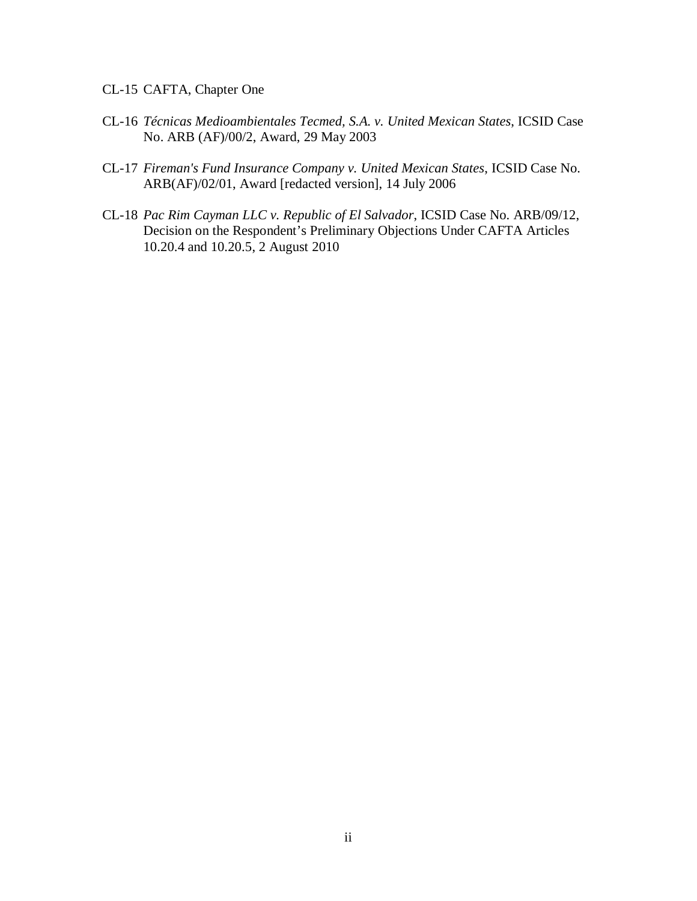CL-15 CAFTA, Chapter One

CL-16 *Técnicas Medioambientales Tecmed, S.A. v. United Mexican States*, ICSID Case No. ARB (AF)/00/2, Award, 29 May 2003

CL-17 *Fireman's Fund Insurance Company v. United Mexican States*, ICSID Case No. ARB(AF)/02/01, Award [redacted version], 14 July 2006

CL-18 *Pac Rim Cayman LLC v. Republic of El Salvador*, ICSID Case No. ARB/09/12, Decision on the Respondent's Preliminary Objections Under CAFTA Articles 10.20.4 and 10.20.5, 2 August 2010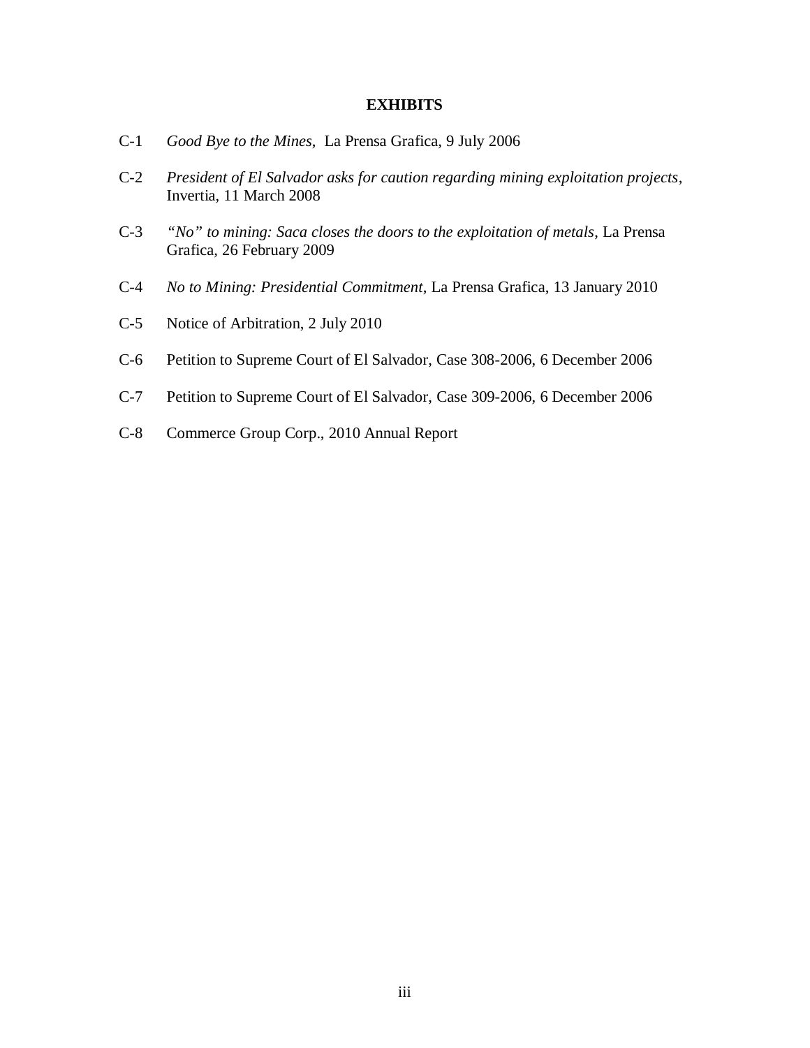**EXHIBITS**

C-1 *Good Bye to the Mines*, La Prensa Grafica, 9 July 2006

C-2 *President of El Salvador asks for caution regarding mining exploitation projects*, Invertia, 11 March 2008

C-3 *"No" to mining: Saca closes the doors to the exploitation of metals*, La Prensa Grafica, 26 February 2009

C-4 *No to Mining: Presidential Commitment*, La Prensa Grafica, 13 January 2010

C-5 Notice of Arbitration, 2 July 2010

C-6 Petition to Supreme Court of El Salvador, Case 308-2006, 6 December 2006

C-7 Petition to Supreme Court of El Salvador, Case 309-2006, 6 December 2006

C-8 Commerce Group Corp., 2010 Annual Report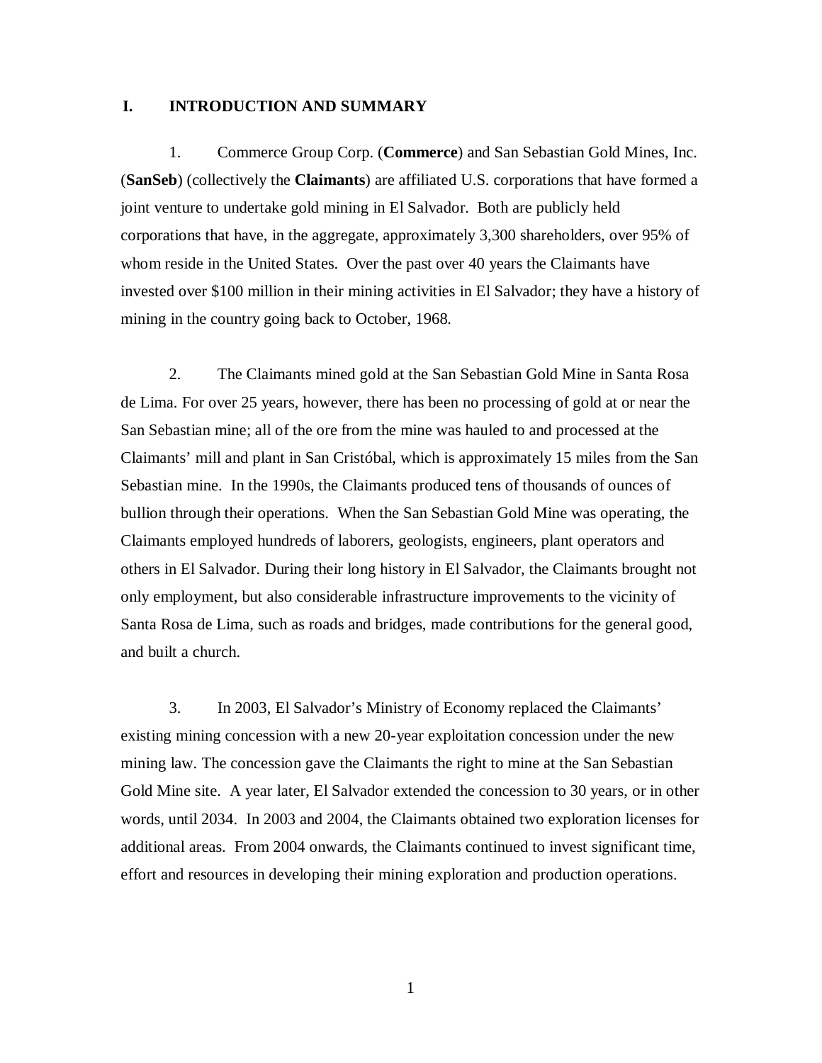## I. INTRODUCTION AND SUMMARY

1. Commerce Group Corp. (**Commerce**) and San Sebastian Gold Mines, Inc. (**SanSeb**) (collectively the **Claimants**) are affiliated U.S. corporations that have formed a joint venture to undertake gold mining in El Salvador. Both are publicly held corporations that have, in the aggregate, approximately 3,300 shareholders, over 95% of whom reside in the United States. Over the past over 40 years the Claimants have invested over $100 million in their mining activities in El Salvador; they have a history of mining in the country going back to October, 1968.

2. The Claimants mined gold at the San Sebastian Gold Mine in Santa Rosa de Lima. For over 25 years, however, there has been no processing of gold at or near the San Sebastian mine; all of the ore from the mine was hauled to and processed at the Claimants' mill and plant in San Cristóbal, which is approximately 15 miles from the San Sebastian mine. In the 1990s, the Claimants produced tens of thousands of ounces of bullion through their operations. When the San Sebastian Gold Mine was operating, the Claimants employed hundreds of laborers, geologists, engineers, plant operators and others in El Salvador. During their long history in El Salvador, the Claimants brought not only employment, but also considerable infrastructure improvements to the vicinity of Santa Rosa de Lima, such as roads and bridges, made contributions for the general good, and built a church.

3. In 2003, El Salvador's Ministry of Economy replaced the Claimants' existing mining concession with a new 20-year exploitation concession under the new mining law. The concession gave the Claimants the right to mine at the San Sebastian Gold Mine site. A year later, El Salvador extended the concession to 30 years, or in other words, until 2034. In 2003 and 2004, the Claimants obtained two exploration licenses for additional areas. From 2004 onwards, the Claimants continued to invest significant time, effort and resources in developing their mining exploration and production operations.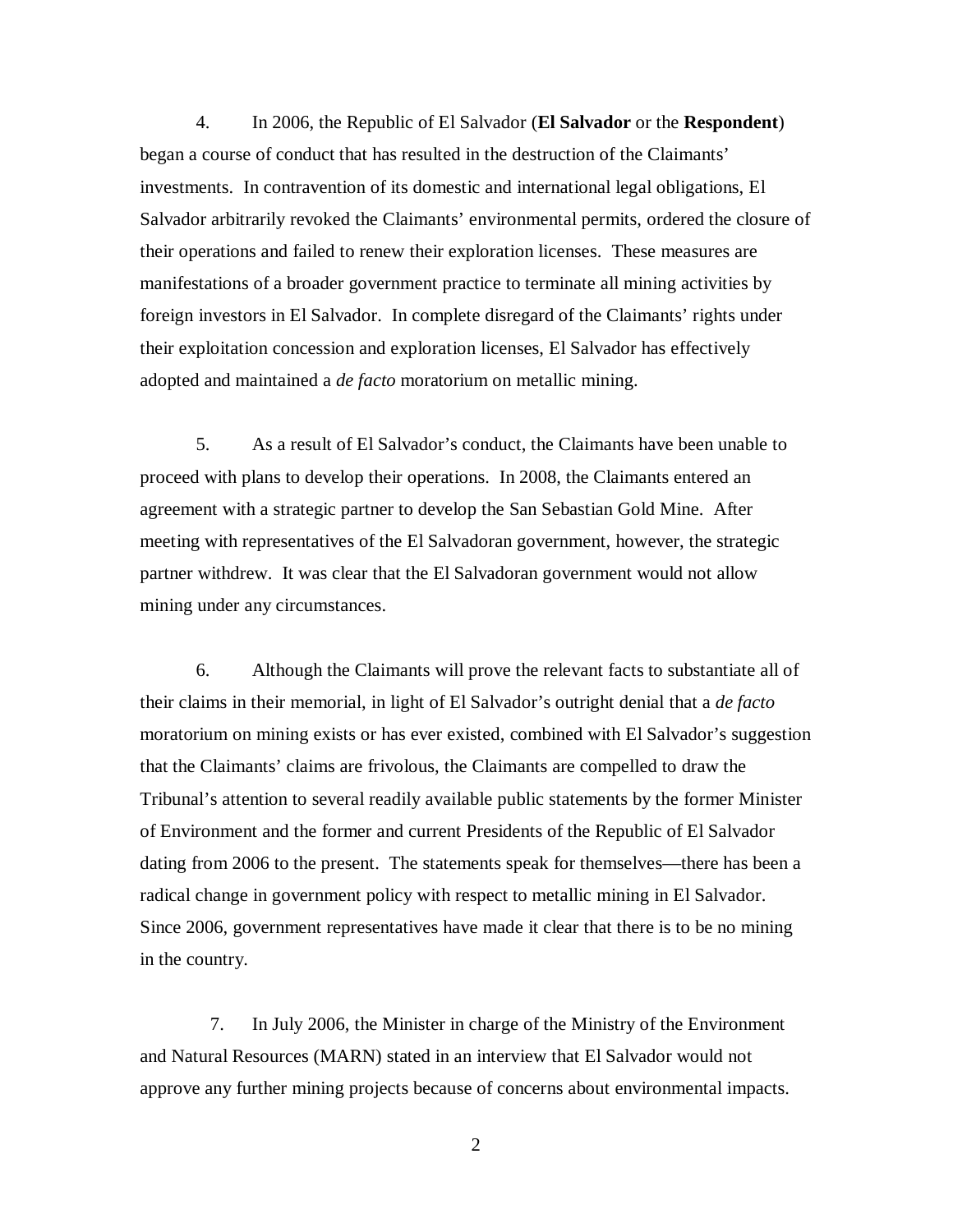4. In 2006, the Republic of El Salvador (**El Salvador** or the **Respondent**) began a course of conduct that has resulted in the destruction of the Claimants' investments. In contravention of its domestic and international legal obligations, El Salvador arbitrarily revoked the Claimants' environmental permits, ordered the closure of their operations and failed to renew their exploration licenses. These measures are manifestations of a broader government practice to terminate all mining activities by foreign investors in El Salvador. In complete disregard of the Claimants' rights under their exploitation concession and exploration licenses, El Salvador has effectively adopted and maintained a *de facto* moratorium on metallic mining.

5. As a result of El Salvador's conduct, the Claimants have been unable to proceed with plans to develop their operations. In 2008, the Claimants entered an agreement with a strategic partner to develop the San Sebastian Gold Mine. After meeting with representatives of the El Salvadoran government, however, the strategic partner withdrew. It was clear that the El Salvadoran government would not allow mining under any circumstances.

6. Although the Claimants will prove the relevant facts to substantiate all of their claims in their memorial, in light of El Salvador's outright denial that a *de facto* moratorium on mining exists or has ever existed, combined with El Salvador's suggestion that the Claimants' claims are frivolous, the Claimants are compelled to draw the Tribunal's attention to several readily available public statements by the former Minister of Environment and the former and current Presidents of the Republic of El Salvador dating from 2006 to the present. The statements speak for themselves—there has been a radical change in government policy with respect to metallic mining in El Salvador. Since 2006, government representatives have made it clear that there is to be no mining in the country.

7. In July 2006, the Minister in charge of the Ministry of the Environment and Natural Resources (MARN) stated in an interview that El Salvador would not approve any further mining projects because of concerns about environmental impacts.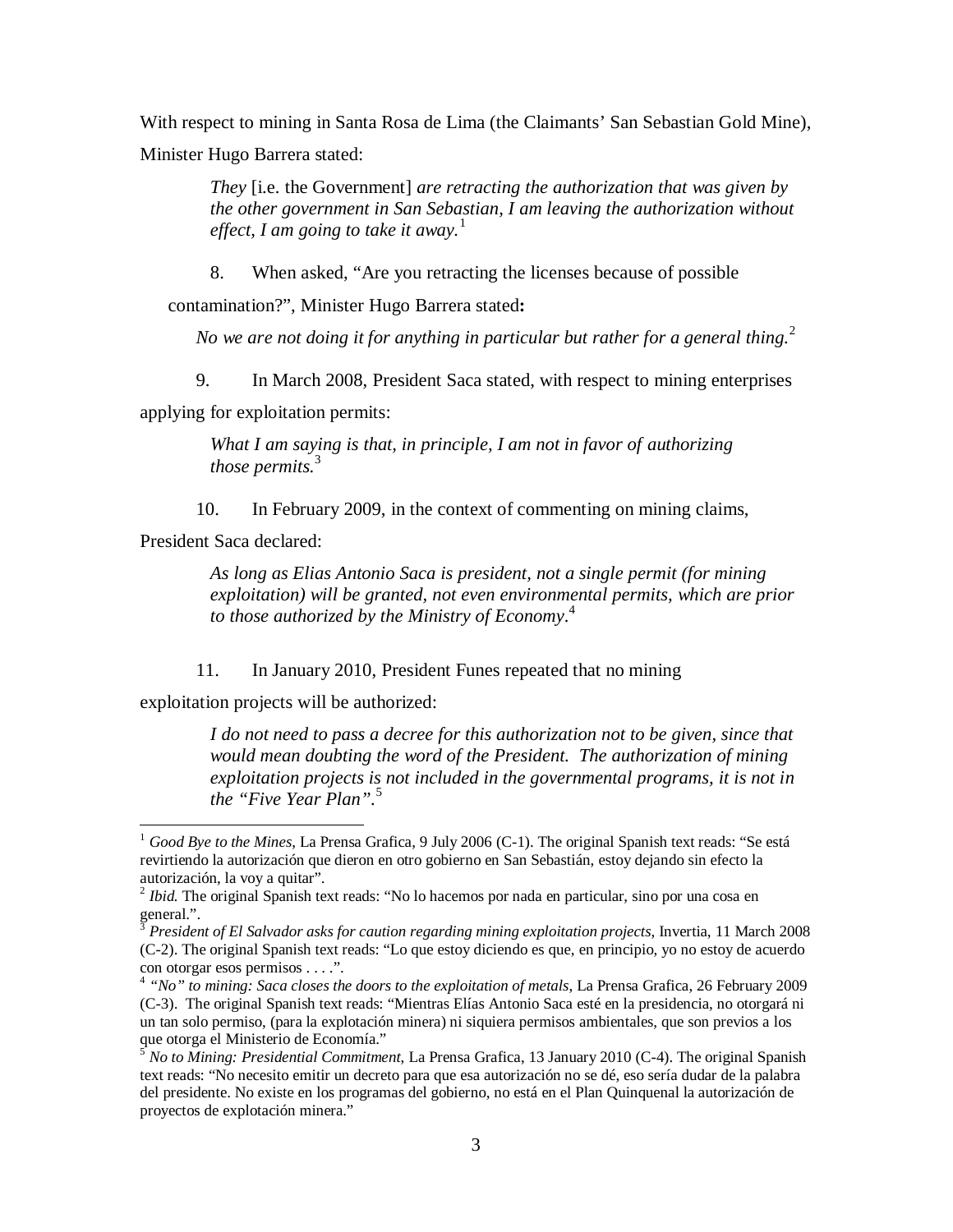With respect to mining in Santa Rosa de Lima (the Claimants' San Sebastian Gold Mine), Minister Hugo Barrera stated:

> *They* [i.e. the Government] *are retracting the authorization that was given by the other government in San Sebastian, I am leaving the authorization without effect, I am going to take it away.*[1]

8. When asked, "Are you retracting the licenses because of possible contamination?", Minister Hugo Barrera stated**:**

> *No we are not doing it for anything in particular but rather for a general thing.*[2]

9. In March 2008, President Saca stated, with respect to mining enterprises applying for exploitation permits:

> *What I am saying is that, in principle, I am not in favor of authorizing those permits.*[3]

10. In February 2009, in the context of commenting on mining claims, President Saca declared:

> *As long as Elias Antonio Saca is president, not a single permit (for mining exploitation) will be granted, not even environmental permits, which are prior to those authorized by the Ministry of Economy*.[4]

11. In January 2010, President Funes repeated that no mining exploitation projects will be authorized:

> *I do not need to pass a decree for this authorization not to be given, since that would mean doubting the word of the President. The authorization of mining exploitation projects is not included in the governmental programs, it is not in the "Five Year Plan"*.[5]

---

[1] *Good Bye to the Mines*, La Prensa Grafica, 9 July 2006 (C-1). The original Spanish text reads: "Se está revirtiendo la autorización que dieron en otro gobierno en San Sebastián, estoy dejando sin efecto la autorización, la voy a quitar".

[2] *Ibid.* The original Spanish text reads: "No lo hacemos por nada en particular, sino por una cosa en general.".

[3] *President of El Salvador asks for caution regarding mining exploitation projects*, Invertia, 11 March 2008 (C-2). The original Spanish text reads: "Lo que estoy diciendo es que, en principio, yo no estoy de acuerdo con otorgar esos permisos . . . .".

[4] *"No" to mining: Saca closes the doors to the exploitation of metals,* La Prensa Grafica, 26 February 2009 (C-3). The original Spanish text reads: "Mientras Elías Antonio Saca esté en la presidencia, no otorgará ni un tan solo permiso, (para la explotación minera) ni siquiera permisos ambientales, que son previos a los que otorga el Ministerio de Economía."

[5] *No to Mining: Presidential Commitment*, La Prensa Grafica, 13 January 2010 (C-4). The original Spanish text reads: "No necesito emitir un decreto para que esa autorización no se dé, eso sería dudar de la palabra del presidente. No existe en los programas del gobierno, no está en el Plan Quinquenal la autorización de proyectos de explotación minera."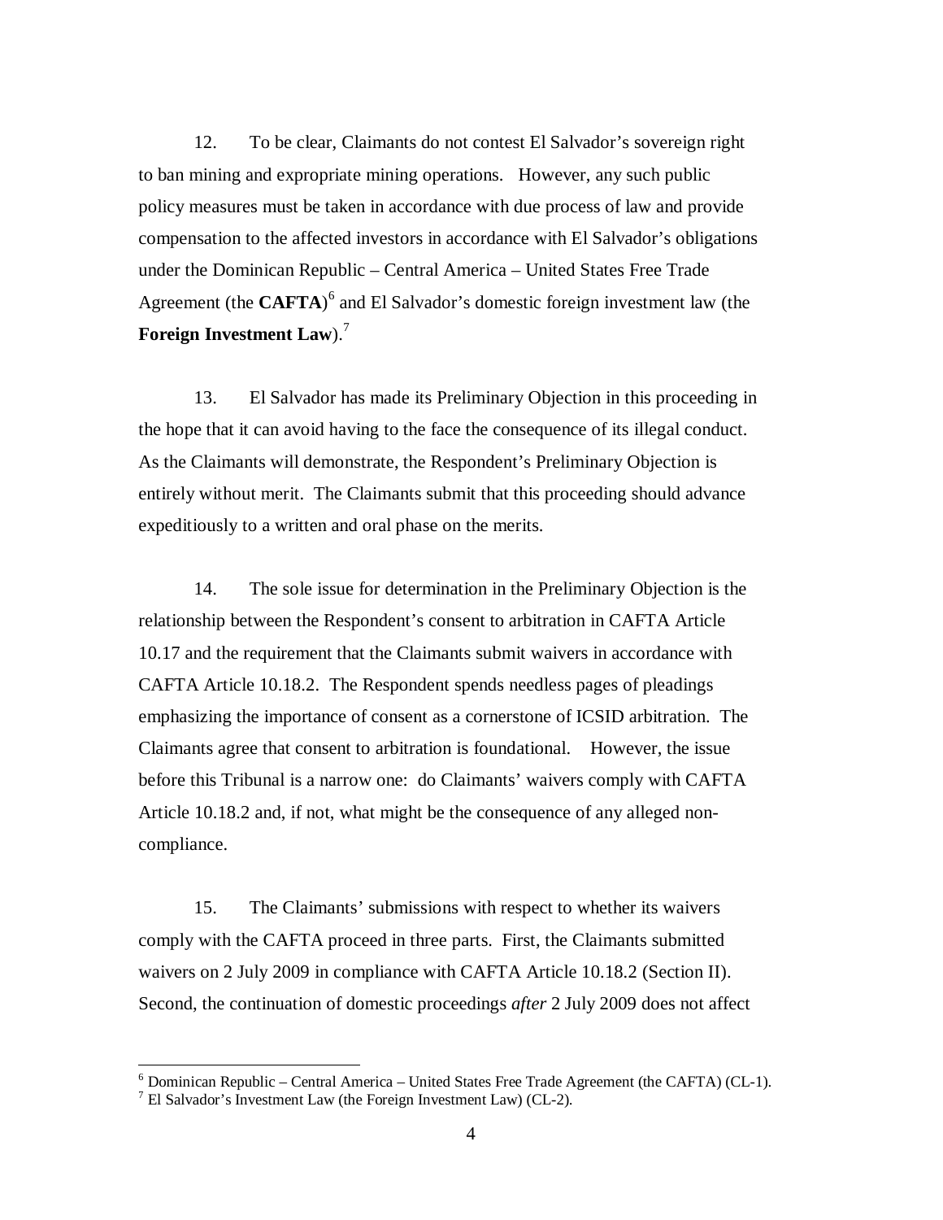12. To be clear, Claimants do not contest El Salvador's sovereign right to ban mining and expropriate mining operations. However, any such public policy measures must be taken in accordance with due process of law and provide compensation to the affected investors in accordance with El Salvador's obligations under the Dominican Republic – Central America – United States Free Trade Agreement (the **CAFTA**)[6] and El Salvador's domestic foreign investment law (the **Foreign Investment Law**).[7]

13. El Salvador has made its Preliminary Objection in this proceeding in the hope that it can avoid having to the face the consequence of its illegal conduct. As the Claimants will demonstrate, the Respondent's Preliminary Objection is entirely without merit. The Claimants submit that this proceeding should advance expeditiously to a written and oral phase on the merits.

14. The sole issue for determination in the Preliminary Objection is the relationship between the Respondent's consent to arbitration in CAFTA Article 10.17 and the requirement that the Claimants submit waivers in accordance with CAFTA Article 10.18.2. The Respondent spends needless pages of pleadings emphasizing the importance of consent as a cornerstone of ICSID arbitration. The Claimants agree that consent to arbitration is foundational. However, the issue before this Tribunal is a narrow one: do Claimants' waivers comply with CAFTA Article 10.18.2 and, if not, what might be the consequence of any alleged non-compliance.

15. The Claimants' submissions with respect to whether its waivers comply with the CAFTA proceed in three parts. First, the Claimants submitted waivers on 2 July 2009 in compliance with CAFTA Article 10.18.2 (Section II). Second, the continuation of domestic proceedings *after* 2 July 2009 does not affect

---

[6] Dominican Republic – Central America – United States Free Trade Agreement (the CAFTA) (CL-1).

[7] El Salvador's Investment Law (the Foreign Investment Law) (CL-2).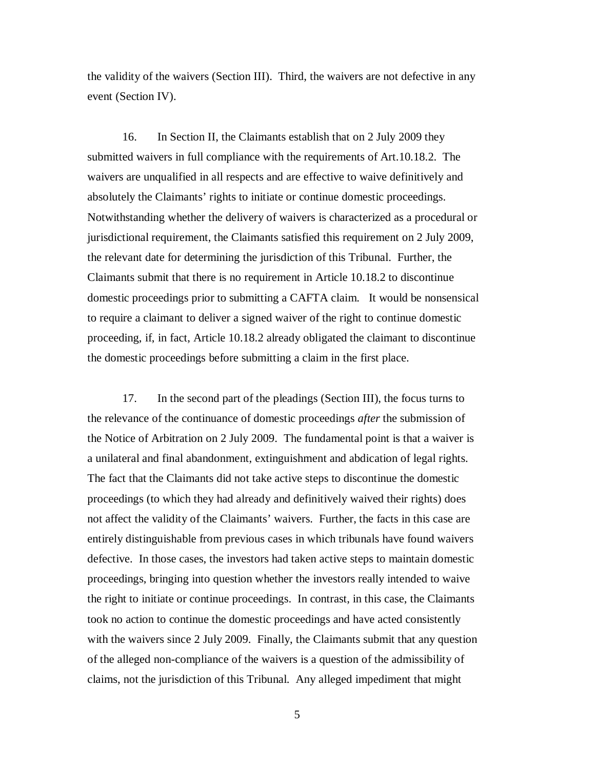the validity of the waivers (Section III). Third, the waivers are not defective in any event (Section IV).

16. In Section II, the Claimants establish that on 2 July 2009 they submitted waivers in full compliance with the requirements of Art.10.18.2. The waivers are unqualified in all respects and are effective to waive definitively and absolutely the Claimants' rights to initiate or continue domestic proceedings. Notwithstanding whether the delivery of waivers is characterized as a procedural or jurisdictional requirement, the Claimants satisfied this requirement on 2 July 2009, the relevant date for determining the jurisdiction of this Tribunal. Further, the Claimants submit that there is no requirement in Article 10.18.2 to discontinue domestic proceedings prior to submitting a CAFTA claim. It would be nonsensical to require a claimant to deliver a signed waiver of the right to continue domestic proceeding, if, in fact, Article 10.18.2 already obligated the claimant to discontinue the domestic proceedings before submitting a claim in the first place.

17. In the second part of the pleadings (Section III), the focus turns to the relevance of the continuance of domestic proceedings *after* the submission of the Notice of Arbitration on 2 July 2009. The fundamental point is that a waiver is a unilateral and final abandonment, extinguishment and abdication of legal rights. The fact that the Claimants did not take active steps to discontinue the domestic proceedings (to which they had already and definitively waived their rights) does not affect the validity of the Claimants' waivers. Further, the facts in this case are entirely distinguishable from previous cases in which tribunals have found waivers defective. In those cases, the investors had taken active steps to maintain domestic proceedings, bringing into question whether the investors really intended to waive the right to initiate or continue proceedings. In contrast, in this case, the Claimants took no action to continue the domestic proceedings and have acted consistently with the waivers since 2 July 2009. Finally, the Claimants submit that any question of the alleged non-compliance of the waivers is a question of the admissibility of claims, not the jurisdiction of this Tribunal. Any alleged impediment that might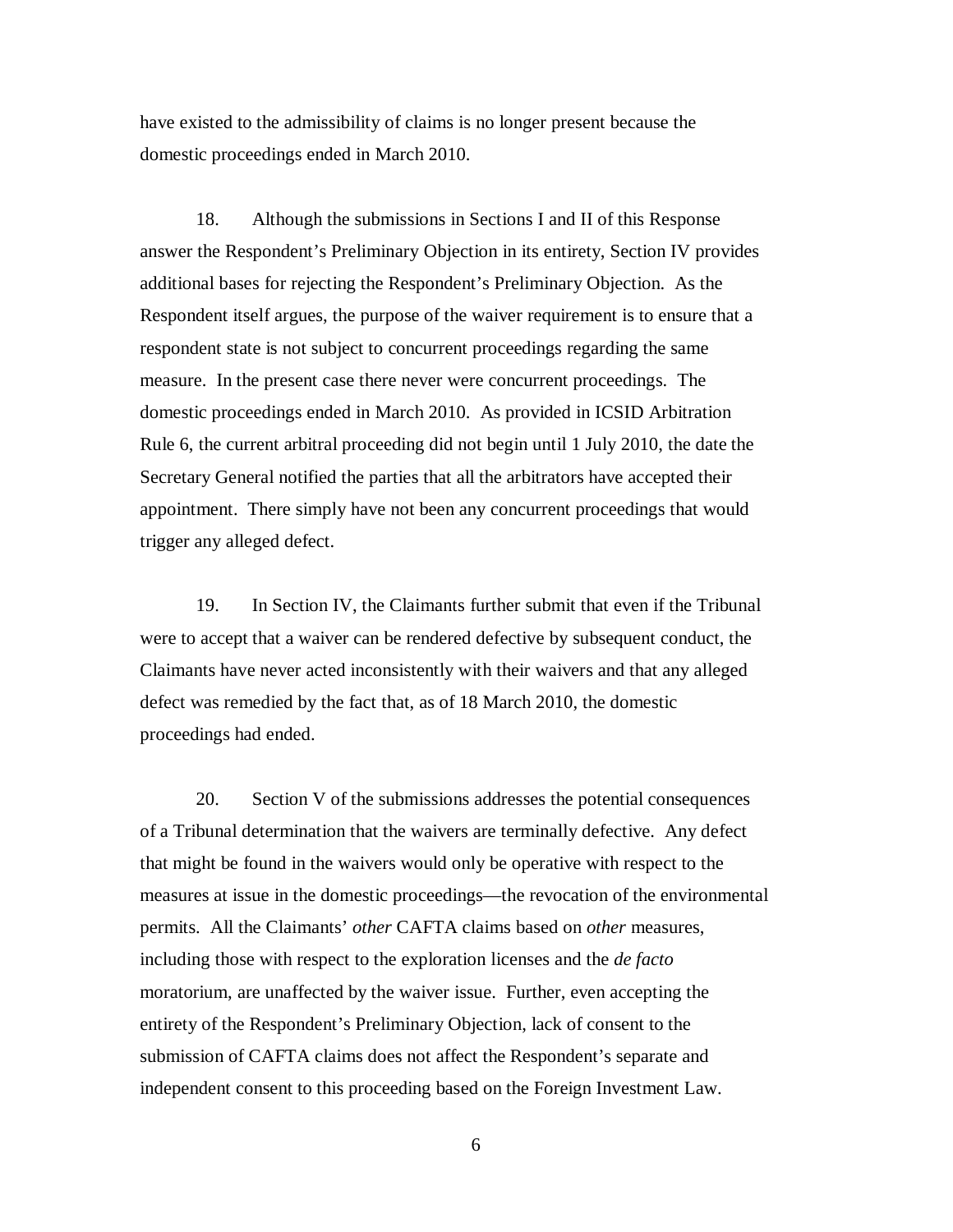have existed to the admissibility of claims is no longer present because the domestic proceedings ended in March 2010.

18. Although the submissions in Sections I and II of this Response answer the Respondent's Preliminary Objection in its entirety, Section IV provides additional bases for rejecting the Respondent's Preliminary Objection. As the Respondent itself argues, the purpose of the waiver requirement is to ensure that a respondent state is not subject to concurrent proceedings regarding the same measure. In the present case there never were concurrent proceedings. The domestic proceedings ended in March 2010. As provided in ICSID Arbitration Rule 6, the current arbitral proceeding did not begin until 1 July 2010, the date the Secretary General notified the parties that all the arbitrators have accepted their appointment. There simply have not been any concurrent proceedings that would trigger any alleged defect.

19. In Section IV, the Claimants further submit that even if the Tribunal were to accept that a waiver can be rendered defective by subsequent conduct, the Claimants have never acted inconsistently with their waivers and that any alleged defect was remedied by the fact that, as of 18 March 2010, the domestic proceedings had ended.

20. Section V of the submissions addresses the potential consequences of a Tribunal determination that the waivers are terminally defective. Any defect that might be found in the waivers would only be operative with respect to the measures at issue in the domestic proceedings—the revocation of the environmental permits. All the Claimants' *other* CAFTA claims based on *other* measures, including those with respect to the exploration licenses and the *de facto* moratorium, are unaffected by the waiver issue. Further, even accepting the entirety of the Respondent's Preliminary Objection, lack of consent to the submission of CAFTA claims does not affect the Respondent's separate and independent consent to this proceeding based on the Foreign Investment Law.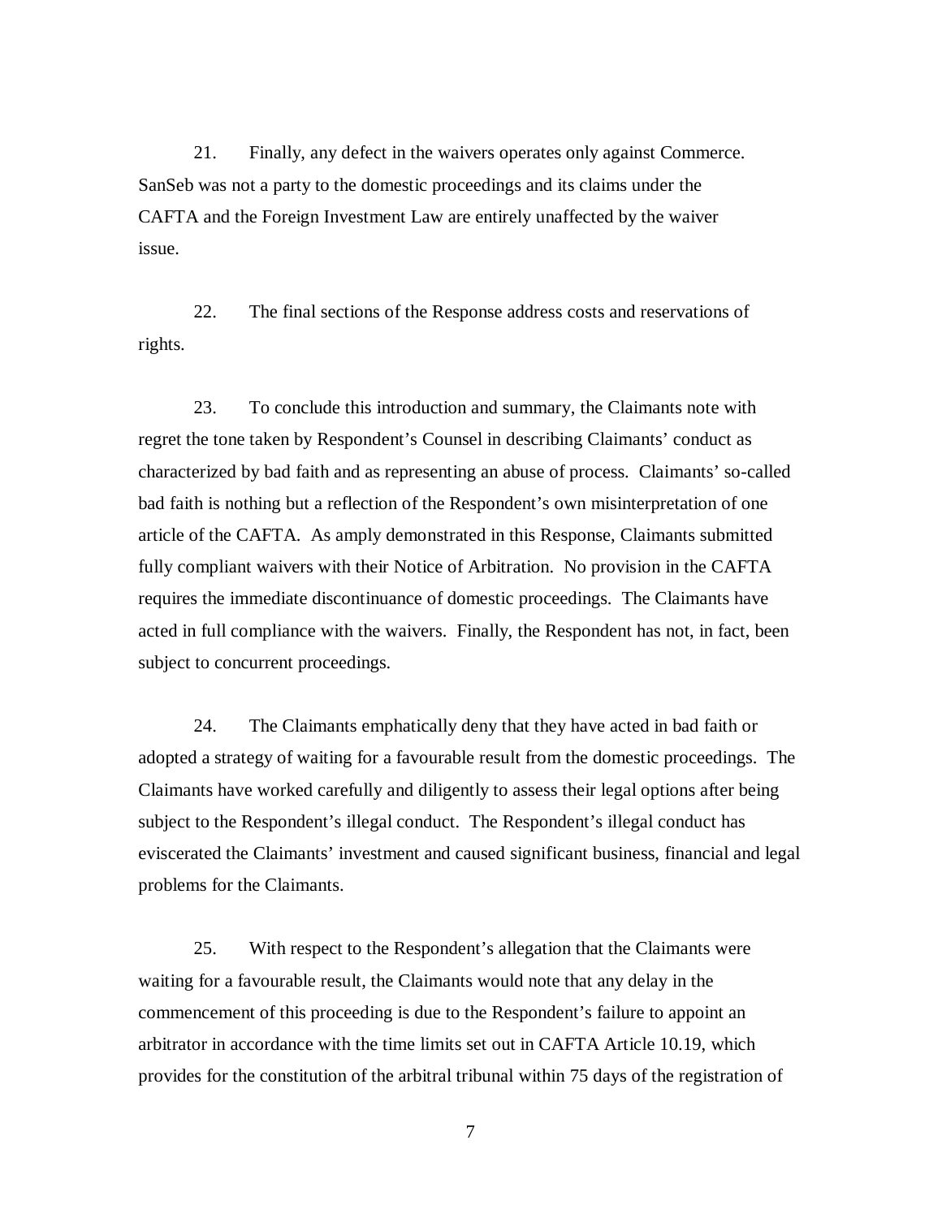21. Finally, any defect in the waivers operates only against Commerce. SanSeb was not a party to the domestic proceedings and its claims under the CAFTA and the Foreign Investment Law are entirely unaffected by the waiver issue.

22. The final sections of the Response address costs and reservations of rights.

23. To conclude this introduction and summary, the Claimants note with regret the tone taken by Respondent's Counsel in describing Claimants' conduct as characterized by bad faith and as representing an abuse of process. Claimants' so-called bad faith is nothing but a reflection of the Respondent's own misinterpretation of one article of the CAFTA. As amply demonstrated in this Response, Claimants submitted fully compliant waivers with their Notice of Arbitration. No provision in the CAFTA requires the immediate discontinuance of domestic proceedings. The Claimants have acted in full compliance with the waivers. Finally, the Respondent has not, in fact, been subject to concurrent proceedings.

24. The Claimants emphatically deny that they have acted in bad faith or adopted a strategy of waiting for a favourable result from the domestic proceedings. The Claimants have worked carefully and diligently to assess their legal options after being subject to the Respondent's illegal conduct. The Respondent's illegal conduct has eviscerated the Claimants' investment and caused significant business, financial and legal problems for the Claimants.

25. With respect to the Respondent's allegation that the Claimants were waiting for a favourable result, the Claimants would note that any delay in the commencement of this proceeding is due to the Respondent's failure to appoint an arbitrator in accordance with the time limits set out in CAFTA Article 10.19, which provides for the constitution of the arbitral tribunal within 75 days of the registration of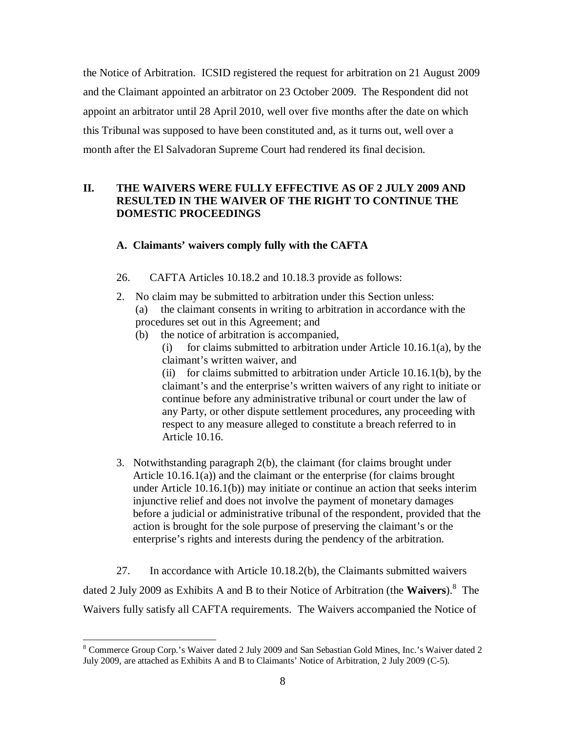the Notice of Arbitration. ICSID registered the request for arbitration on 21 August 2009 and the Claimant appointed an arbitrator on 23 October 2009. The Respondent did not appoint an arbitrator until 28 April 2010, well over five months after the date on which this Tribunal was supposed to have been constituted and, as it turns out, well over a month after the El Salvadoran Supreme Court had rendered its final decision.

## II. THE WAIVERS WERE FULLY EFFECTIVE AS OF 2 JULY 2009 AND RESULTED IN THE WAIVER OF THE RIGHT TO CONTINUE THE DOMESTIC PROCEEDINGS

### A. Claimants' waivers comply fully with the CAFTA

26. CAFTA Articles 10.18.2 and 10.18.3 provide as follows:

> 2. No claim may be submitted to arbitration under this Section unless:
>    (a) the claimant consents in writing to arbitration in accordance with the procedures set out in this Agreement; and
>    (b) the notice of arbitration is accompanied,
>       (i) for claims submitted to arbitration under Article 10.16.1(a), by the claimant's written waiver, and
>       (ii) for claims submitted to arbitration under Article 10.16.1(b), by the claimant's and the enterprise's written waivers of any right to initiate or continue before any administrative tribunal or court under the law of any Party, or other dispute settlement procedures, any proceeding with respect to any measure alleged to constitute a breach referred to in Article 10.16.
>
> 3. Notwithstanding paragraph 2(b), the claimant (for claims brought under Article 10.16.1(a)) and the claimant or the enterprise (for claims brought under Article 10.16.1(b)) may initiate or continue an action that seeks interim injunctive relief and does not involve the payment of monetary damages before a judicial or administrative tribunal of the respondent, provided that the action is brought for the sole purpose of preserving the claimant's or the enterprise's rights and interests during the pendency of the arbitration.

27. In accordance with Article 10.18.2(b), the Claimants submitted waivers dated 2 July 2009 as Exhibits A and B to their Notice of Arbitration (the **Waivers**).[8] The Waivers fully satisfy all CAFTA requirements. The Waivers accompanied the Notice of

[8] Commerce Group Corp.'s Waiver dated 2 July 2009 and San Sebastian Gold Mines, Inc.'s Waiver dated 2 July 2009, are attached as Exhibits A and B to Claimants' Notice of Arbitration, 2 July 2009 (C-5).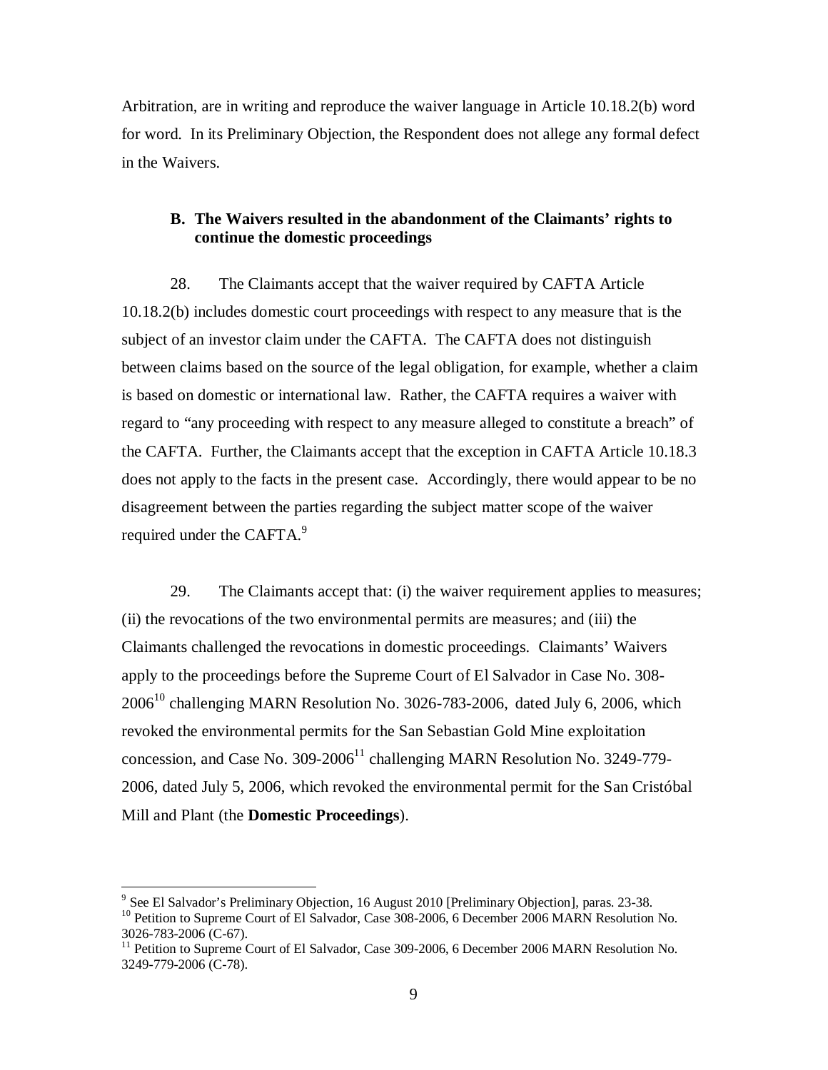Arbitration, are in writing and reproduce the waiver language in Article 10.18.2(b) word for word. In its Preliminary Objection, the Respondent does not allege any formal defect in the Waivers.

### B. The Waivers resulted in the abandonment of the Claimants' rights to continue the domestic proceedings

28. The Claimants accept that the waiver required by CAFTA Article 10.18.2(b) includes domestic court proceedings with respect to any measure that is the subject of an investor claim under the CAFTA. The CAFTA does not distinguish between claims based on the source of the legal obligation, for example, whether a claim is based on domestic or international law. Rather, the CAFTA requires a waiver with regard to "any proceeding with respect to any measure alleged to constitute a breach" of the CAFTA. Further, the Claimants accept that the exception in CAFTA Article 10.18.3 does not apply to the facts in the present case. Accordingly, there would appear to be no disagreement between the parties regarding the subject matter scope of the waiver required under the CAFTA.[9]

29. The Claimants accept that: (i) the waiver requirement applies to measures; (ii) the revocations of the two environmental permits are measures; and (iii) the Claimants challenged the revocations in domestic proceedings. Claimants' Waivers apply to the proceedings before the Supreme Court of El Salvador in Case No. 308-2006[10] challenging MARN Resolution No. 3026-783-2006, dated July 6, 2006, which revoked the environmental permits for the San Sebastian Gold Mine exploitation concession, and Case No. 309-2006[11] challenging MARN Resolution No. 3249-779-2006, dated July 5, 2006, which revoked the environmental permit for the San Cristóbal Mill and Plant (the **Domestic Proceedings**).

---

[9] See El Salvador's Preliminary Objection, 16 August 2010 [Preliminary Objection], paras. 23-38.

[10] Petition to Supreme Court of El Salvador, Case 308-2006, 6 December 2006 MARN Resolution No. 3026-783-2006 (C-67).

[11] Petition to Supreme Court of El Salvador, Case 309-2006, 6 December 2006 MARN Resolution No. 3249-779-2006 (C-78).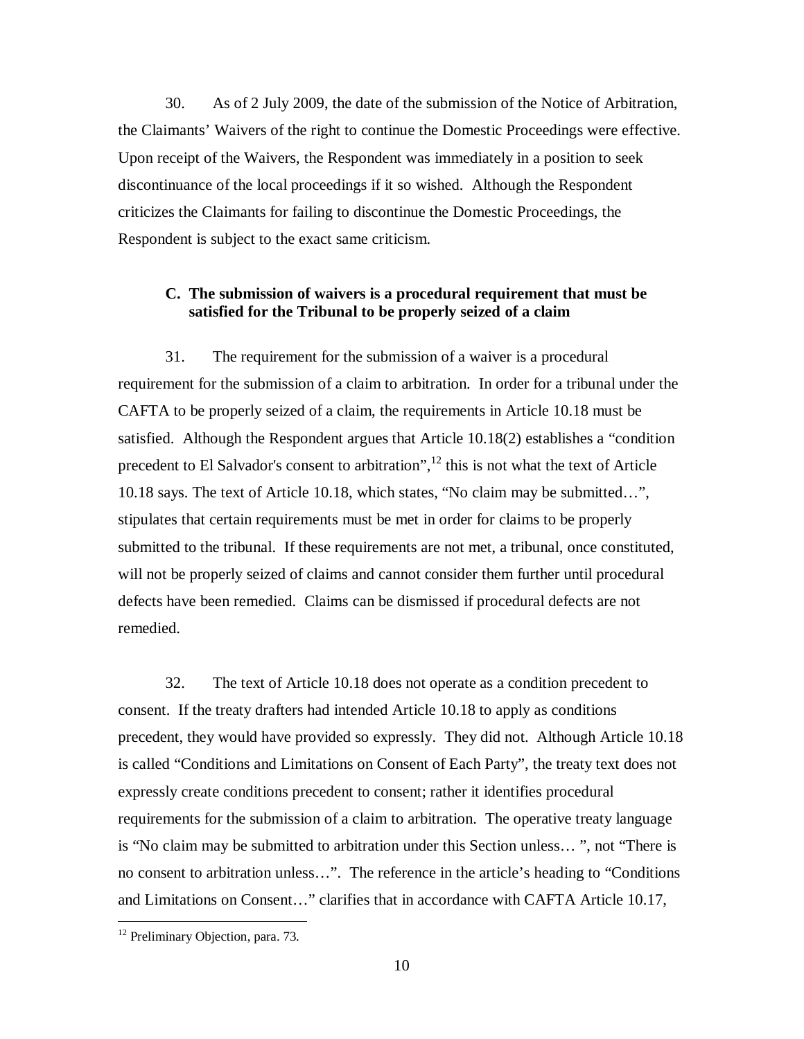30. As of 2 July 2009, the date of the submission of the Notice of Arbitration, the Claimants' Waivers of the right to continue the Domestic Proceedings were effective. Upon receipt of the Waivers, the Respondent was immediately in a position to seek discontinuance of the local proceedings if it so wished. Although the Respondent criticizes the Claimants for failing to discontinue the Domestic Proceedings, the Respondent is subject to the exact same criticism.

### C. The submission of waivers is a procedural requirement that must be satisfied for the Tribunal to be properly seized of a claim

31. The requirement for the submission of a waiver is a procedural requirement for the submission of a claim to arbitration. In order for a tribunal under the CAFTA to be properly seized of a claim, the requirements in Article 10.18 must be satisfied. Although the Respondent argues that Article 10.18(2) establishes a "condition precedent to El Salvador's consent to arbitration",[12] this is not what the text of Article 10.18 says. The text of Article 10.18, which states, "No claim may be submitted…", stipulates that certain requirements must be met in order for claims to be properly submitted to the tribunal. If these requirements are not met, a tribunal, once constituted, will not be properly seized of claims and cannot consider them further until procedural defects have been remedied. Claims can be dismissed if procedural defects are not remedied.

32. The text of Article 10.18 does not operate as a condition precedent to consent. If the treaty drafters had intended Article 10.18 to apply as conditions precedent, they would have provided so expressly. They did not. Although Article 10.18 is called "Conditions and Limitations on Consent of Each Party", the treaty text does not expressly create conditions precedent to consent; rather it identifies procedural requirements for the submission of a claim to arbitration. The operative treaty language is "No claim may be submitted to arbitration under this Section unless… ", not "There is no consent to arbitration unless…". The reference in the article's heading to "Conditions and Limitations on Consent…" clarifies that in accordance with CAFTA Article 10.17,

[12] Preliminary Objection, para. 73.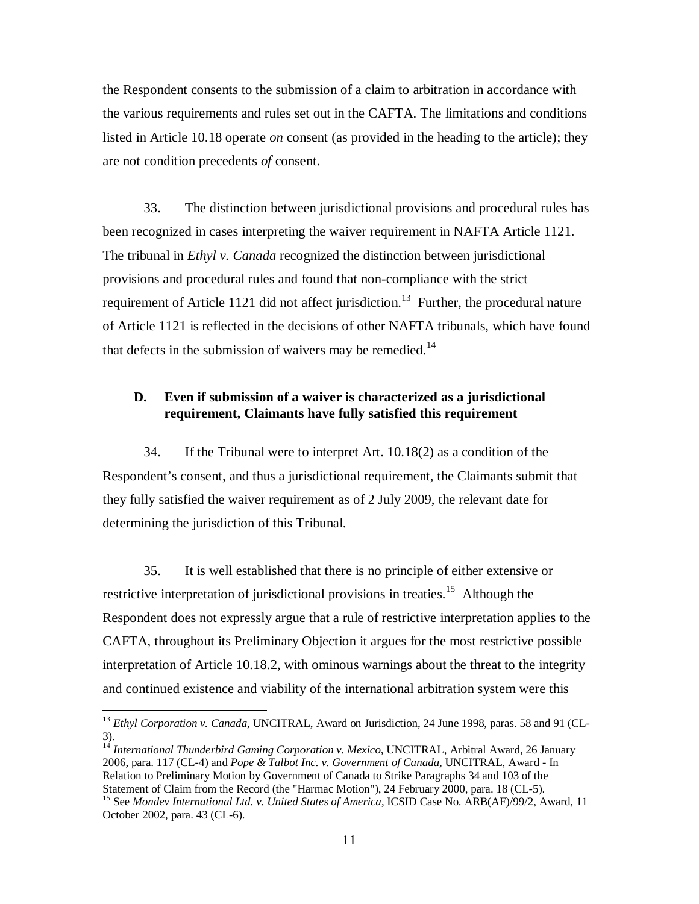the Respondent consents to the submission of a claim to arbitration in accordance with the various requirements and rules set out in the CAFTA. The limitations and conditions listed in Article 10.18 operate *on* consent (as provided in the heading to the article); they are not condition precedents *of* consent.

33. The distinction between jurisdictional provisions and procedural rules has been recognized in cases interpreting the waiver requirement in NAFTA Article 1121. The tribunal in *Ethyl v. Canada* recognized the distinction between jurisdictional provisions and procedural rules and found that non-compliance with the strict requirement of Article 1121 did not affect jurisdiction.[13] Further, the procedural nature of Article 1121 is reflected in the decisions of other NAFTA tribunals, which have found that defects in the submission of waivers may be remedied.[14]

### D. Even if submission of a waiver is characterized as a jurisdictional requirement, Claimants have fully satisfied this requirement

34. If the Tribunal were to interpret Art. 10.18(2) as a condition of the Respondent's consent, and thus a jurisdictional requirement, the Claimants submit that they fully satisfied the waiver requirement as of 2 July 2009, the relevant date for determining the jurisdiction of this Tribunal.

35. It is well established that there is no principle of either extensive or restrictive interpretation of jurisdictional provisions in treaties.[15] Although the Respondent does not expressly argue that a rule of restrictive interpretation applies to the CAFTA, throughout its Preliminary Objection it argues for the most restrictive possible interpretation of Article 10.18.2, with ominous warnings about the threat to the integrity and continued existence and viability of the international arbitration system were this

---

[13] *Ethyl Corporation v. Canada*, UNCITRAL, Award on Jurisdiction, 24 June 1998, paras. 58 and 91 (CL-3).

[14] *International Thunderbird Gaming Corporation v. Mexico*, UNCITRAL, Arbitral Award, 26 January 2006, para. 117 (CL-4) and *Pope & Talbot Inc. v. Government of Canada*, UNCITRAL, Award - In Relation to Preliminary Motion by Government of Canada to Strike Paragraphs 34 and 103 of the Statement of Claim from the Record (the "Harmac Motion"), 24 February 2000, para. 18 (CL-5).

[15] See *Mondev International Ltd. v. United States of America*, ICSID Case No. ARB(AF)/99/2, Award, 11 October 2002, para. 43 (CL-6).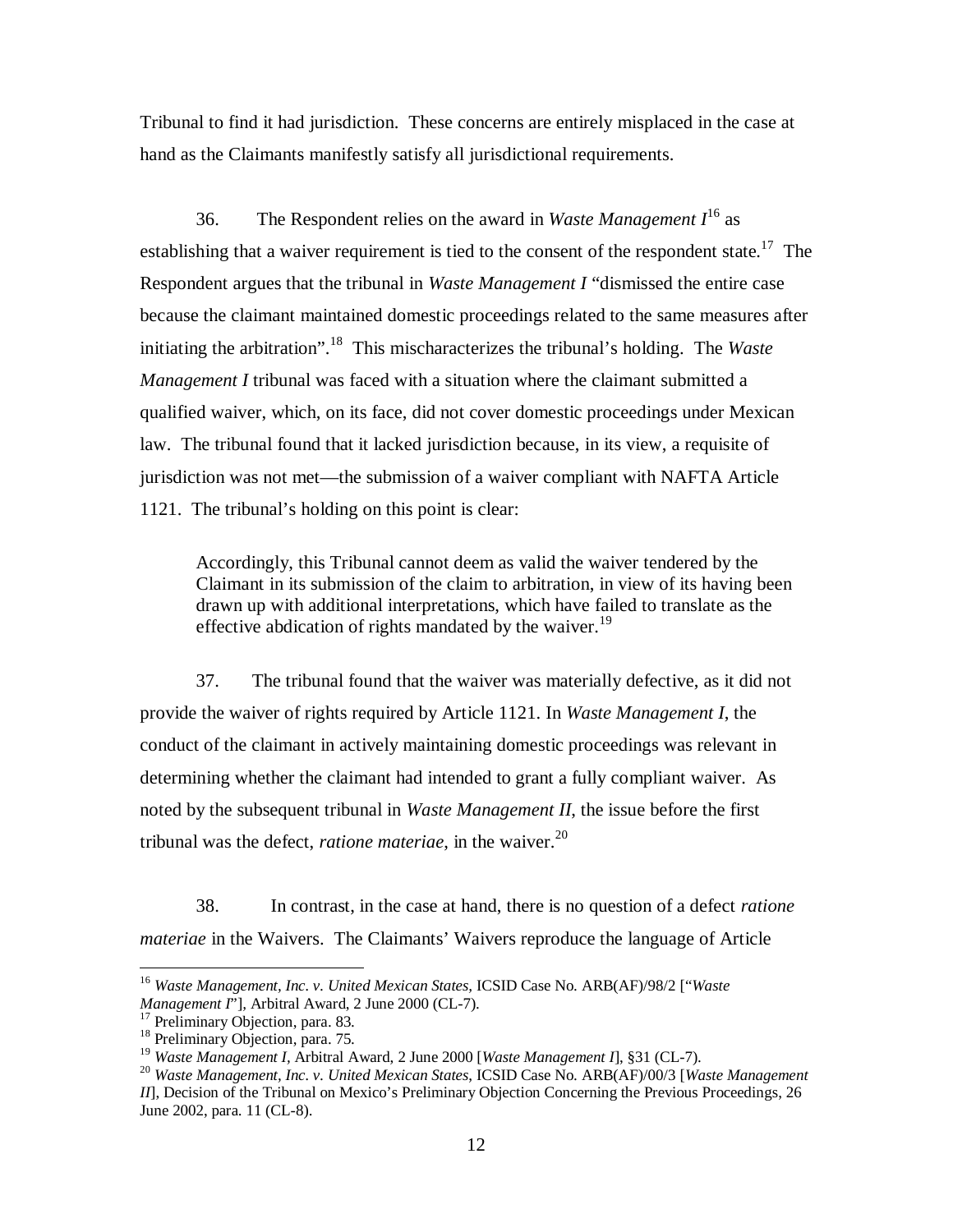Tribunal to find it had jurisdiction. These concerns are entirely misplaced in the case at hand as the Claimants manifestly satisfy all jurisdictional requirements.

36. The Respondent relies on the award in *Waste Management I*[16] as establishing that a waiver requirement is tied to the consent of the respondent state.[17] The Respondent argues that the tribunal in *Waste Management I* "dismissed the entire case because the claimant maintained domestic proceedings related to the same measures after initiating the arbitration".[18] This mischaracterizes the tribunal's holding. The *Waste Management I* tribunal was faced with a situation where the claimant submitted a qualified waiver, which, on its face, did not cover domestic proceedings under Mexican law. The tribunal found that it lacked jurisdiction because, in its view, a requisite of jurisdiction was not met—the submission of a waiver compliant with NAFTA Article 1121. The tribunal's holding on this point is clear:

> Accordingly, this Tribunal cannot deem as valid the waiver tendered by the Claimant in its submission of the claim to arbitration, in view of its having been drawn up with additional interpretations, which have failed to translate as the effective abdication of rights mandated by the waiver.[19]

37. The tribunal found that the waiver was materially defective, as it did not provide the waiver of rights required by Article 1121. In *Waste Management I*, the conduct of the claimant in actively maintaining domestic proceedings was relevant in determining whether the claimant had intended to grant a fully compliant waiver. As noted by the subsequent tribunal in *Waste Management II*, the issue before the first tribunal was the defect, *ratione materiae*, in the waiver.[20]

38. In contrast, in the case at hand, there is no question of a defect *ratione materiae* in the Waivers. The Claimants' Waivers reproduce the language of Article

---

[16] *Waste Management, Inc. v. United Mexican States,* ICSID Case No. ARB(AF)/98/2 ["*Waste Management I*"], Arbitral Award, 2 June 2000 (CL-7).

[17] Preliminary Objection, para. 83.

[18] Preliminary Objection, para. 75.

[19] *Waste Management I*, Arbitral Award, 2 June 2000 [*Waste Management I*], §31 (CL-7).

[20] *Waste Management, Inc. v. United Mexican States*, ICSID Case No. ARB(AF)/00/3 [*Waste Management II*], Decision of the Tribunal on Mexico's Preliminary Objection Concerning the Previous Proceedings, 26 June 2002, para. 11 (CL-8).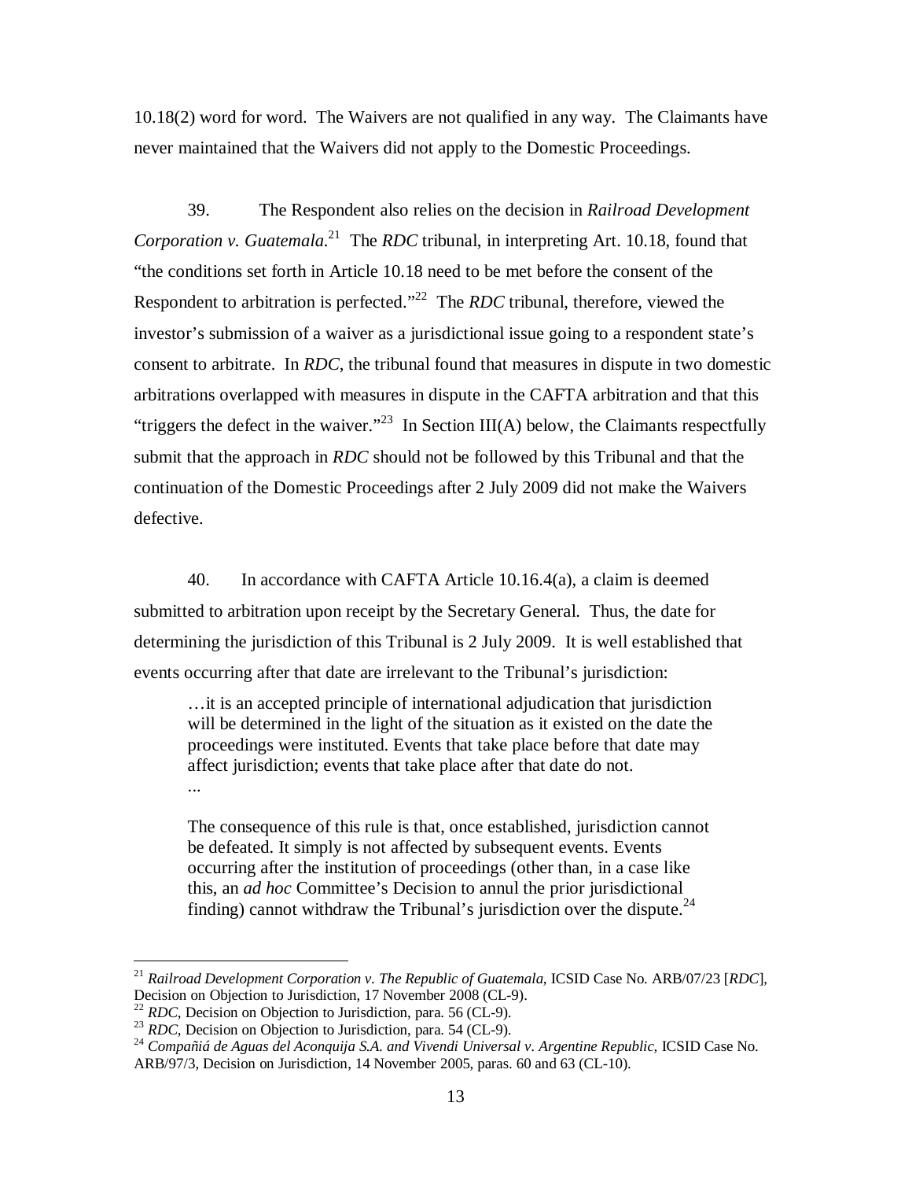10.18(2) word for word. The Waivers are not qualified in any way. The Claimants have never maintained that the Waivers did not apply to the Domestic Proceedings.

39. The Respondent also relies on the decision in *Railroad Development Corporation v. Guatemala*.[21] The *RDC* tribunal, in interpreting Art. 10.18, found that "the conditions set forth in Article 10.18 need to be met before the consent of the Respondent to arbitration is perfected."[22] The *RDC* tribunal, therefore, viewed the investor's submission of a waiver as a jurisdictional issue going to a respondent state's consent to arbitrate. In *RDC*, the tribunal found that measures in dispute in two domestic arbitrations overlapped with measures in dispute in the CAFTA arbitration and that this "triggers the defect in the waiver."[23] In Section III(A) below, the Claimants respectfully submit that the approach in *RDC* should not be followed by this Tribunal and that the continuation of the Domestic Proceedings after 2 July 2009 did not make the Waivers defective.

40. In accordance with CAFTA Article 10.16.4(a), a claim is deemed submitted to arbitration upon receipt by the Secretary General. Thus, the date for determining the jurisdiction of this Tribunal is 2 July 2009. It is well established that events occurring after that date are irrelevant to the Tribunal's jurisdiction:

> …it is an accepted principle of international adjudication that jurisdiction will be determined in the light of the situation as it existed on the date the proceedings were instituted. Events that take place before that date may affect jurisdiction; events that take place after that date do not.
> ...
>
> The consequence of this rule is that, once established, jurisdiction cannot be defeated. It simply is not affected by subsequent events. Events occurring after the institution of proceedings (other than, in a case like this, an *ad hoc* Committee's Decision to annul the prior jurisdictional finding) cannot withdraw the Tribunal's jurisdiction over the dispute.[24]

---

[21] *Railroad Development Corporation v. The Republic of Guatemala,* ICSID Case No. ARB/07/23 [*RDC*], Decision on Objection to Jurisdiction, 17 November 2008 (CL-9).

[22] *RDC*, Decision on Objection to Jurisdiction, para. 56 (CL-9).

[23] *RDC*, Decision on Objection to Jurisdiction, para. 54 (CL-9).

[24] *Compañiá de Aguas del Aconquija S.A. and Vivendi Universal v. Argentine Republic,* ICSID Case No. ARB/97/3, Decision on Jurisdiction, 14 November 2005, paras. 60 and 63 (CL-10).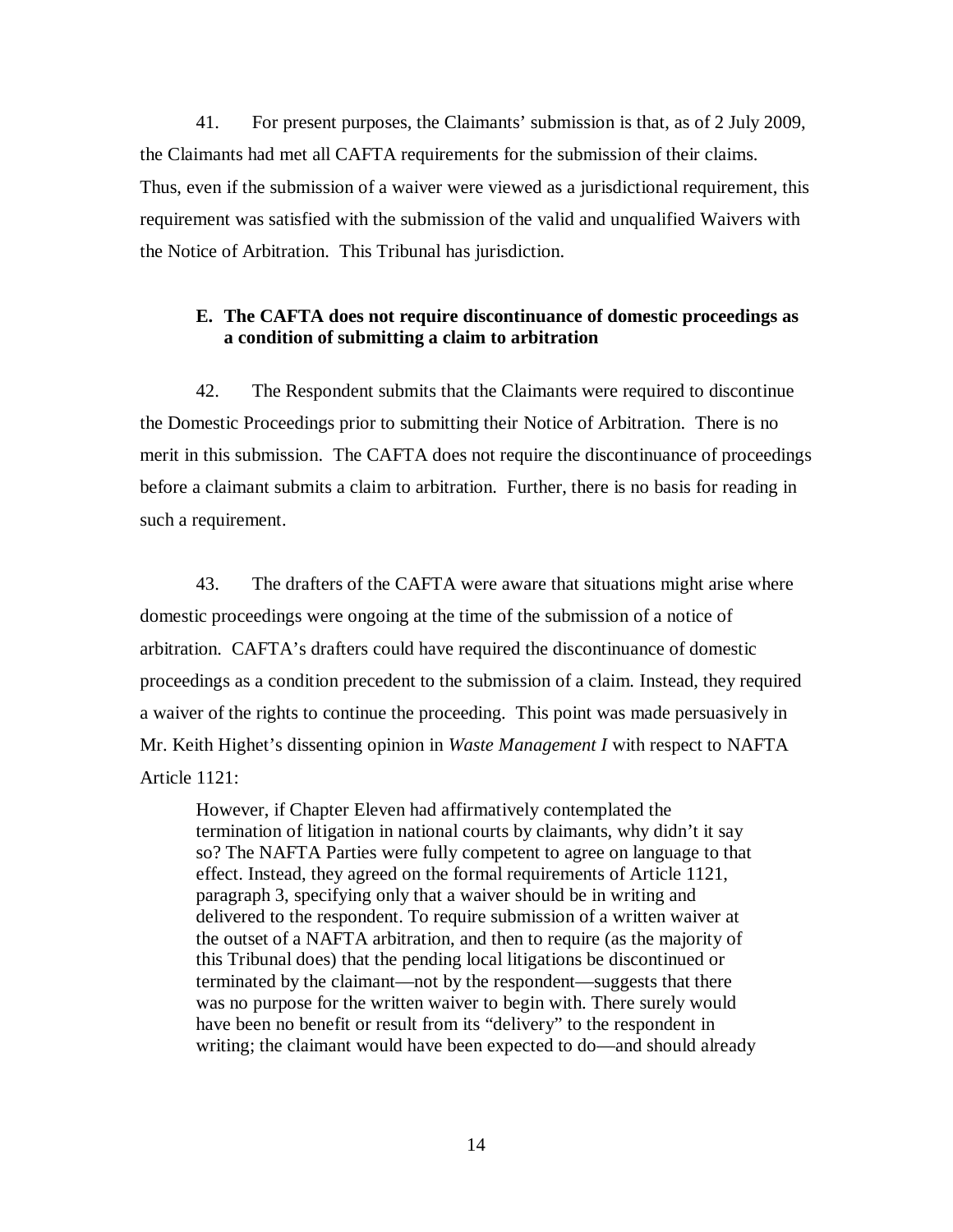41. For present purposes, the Claimants' submission is that, as of 2 July 2009, the Claimants had met all CAFTA requirements for the submission of their claims. Thus, even if the submission of a waiver were viewed as a jurisdictional requirement, this requirement was satisfied with the submission of the valid and unqualified Waivers with the Notice of Arbitration. This Tribunal has jurisdiction.

### E. The CAFTA does not require discontinuance of domestic proceedings as a condition of submitting a claim to arbitration

42. The Respondent submits that the Claimants were required to discontinue the Domestic Proceedings prior to submitting their Notice of Arbitration. There is no merit in this submission. The CAFTA does not require the discontinuance of proceedings before a claimant submits a claim to arbitration. Further, there is no basis for reading in such a requirement.

43. The drafters of the CAFTA were aware that situations might arise where domestic proceedings were ongoing at the time of the submission of a notice of arbitration. CAFTA's drafters could have required the discontinuance of domestic proceedings as a condition precedent to the submission of a claim. Instead, they required a waiver of the rights to continue the proceeding. This point was made persuasively in Mr. Keith Highet's dissenting opinion in *Waste Management I* with respect to NAFTA Article 1121:

> However, if Chapter Eleven had affirmatively contemplated the termination of litigation in national courts by claimants, why didn't it say so? The NAFTA Parties were fully competent to agree on language to that effect. Instead, they agreed on the formal requirements of Article 1121, paragraph 3, specifying only that a waiver should be in writing and delivered to the respondent. To require submission of a written waiver at the outset of a NAFTA arbitration, and then to require (as the majority of this Tribunal does) that the pending local litigations be discontinued or terminated by the claimant—not by the respondent—suggests that there was no purpose for the written waiver to begin with. There surely would have been no benefit or result from its "delivery" to the respondent in writing; the claimant would have been expected to do—and should already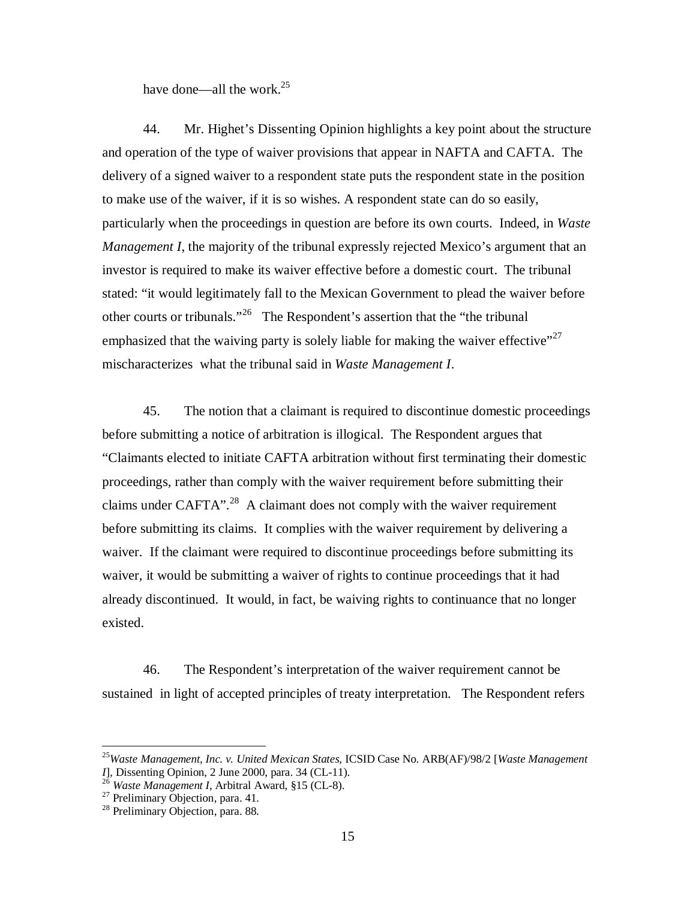have done—all the work.[25]

44. Mr. Highet's Dissenting Opinion highlights a key point about the structure and operation of the type of waiver provisions that appear in NAFTA and CAFTA. The delivery of a signed waiver to a respondent state puts the respondent state in the position to make use of the waiver, if it is so wishes. A respondent state can do so easily, particularly when the proceedings in question are before its own courts. Indeed, in *Waste Management I*, the majority of the tribunal expressly rejected Mexico's argument that an investor is required to make its waiver effective before a domestic court. The tribunal stated: "it would legitimately fall to the Mexican Government to plead the waiver before other courts or tribunals."[26] The Respondent's assertion that the "the tribunal emphasized that the waiving party is solely liable for making the waiver effective"[27] mischaracterizes what the tribunal said in *Waste Management I*.

45. The notion that a claimant is required to discontinue domestic proceedings before submitting a notice of arbitration is illogical. The Respondent argues that "Claimants elected to initiate CAFTA arbitration without first terminating their domestic proceedings, rather than comply with the waiver requirement before submitting their claims under CAFTA".[28] A claimant does not comply with the waiver requirement before submitting its claims. It complies with the waiver requirement by delivering a waiver. If the claimant were required to discontinue proceedings before submitting its waiver, it would be submitting a waiver of rights to continue proceedings that it had already discontinued. It would, in fact, be waiving rights to continuance that no longer existed.

46. The Respondent's interpretation of the waiver requirement cannot be sustained in light of accepted principles of treaty interpretation. The Respondent refers

---

[25] *Waste Management, Inc. v. United Mexican States*, ICSID Case No. ARB(AF)/98/2 [*Waste Management I*], Dissenting Opinion, 2 June 2000, para. 34 (CL-11).

[26] *Waste Management I*, Arbitral Award, §15 (CL-8).

[27] Preliminary Objection, para. 41.

[28] Preliminary Objection, para. 88.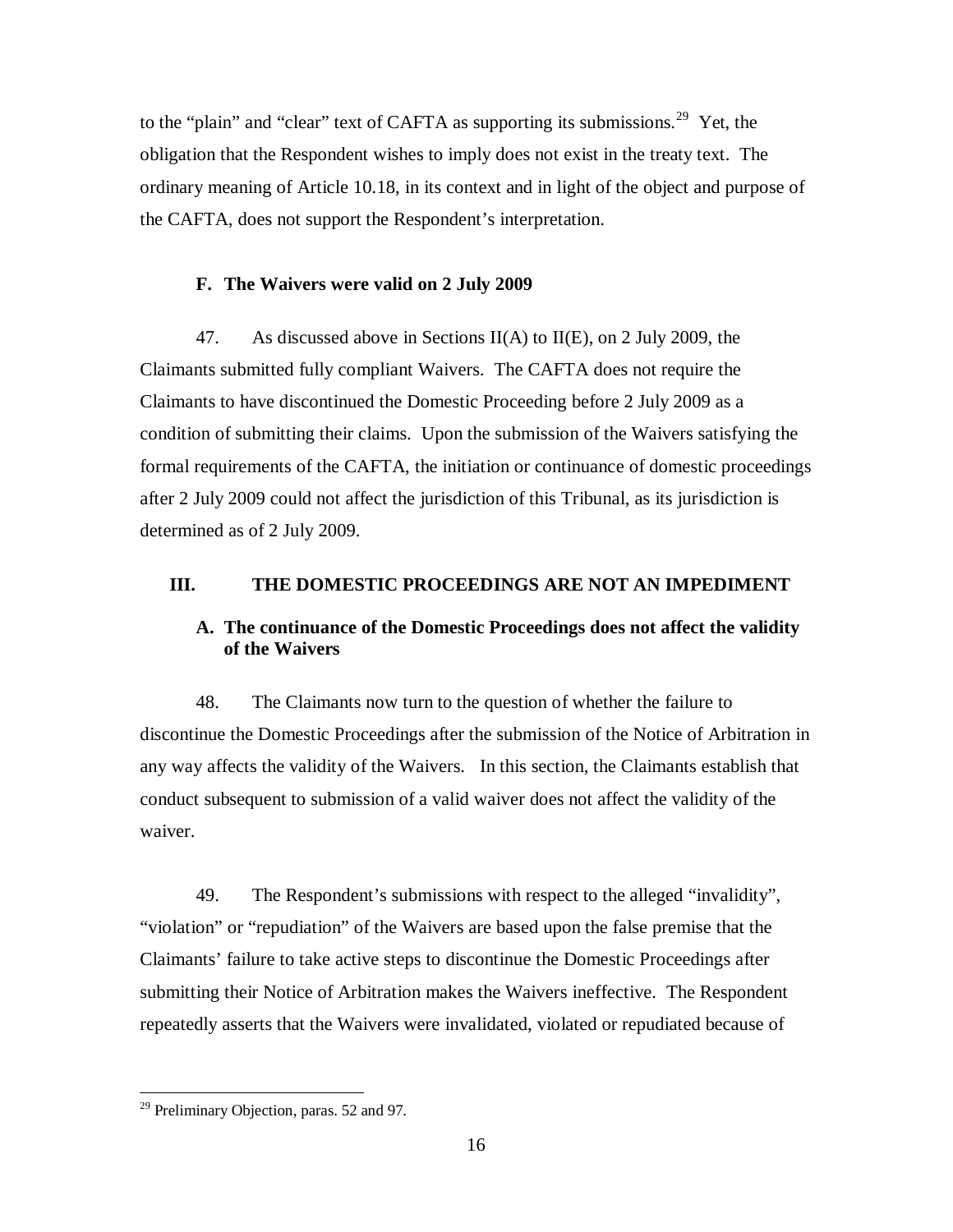to the "plain" and "clear" text of CAFTA as supporting its submissions.[29] Yet, the obligation that the Respondent wishes to imply does not exist in the treaty text. The ordinary meaning of Article 10.18, in its context and in light of the object and purpose of the CAFTA, does not support the Respondent's interpretation.

### F. The Waivers were valid on 2 July 2009

47. As discussed above in Sections II(A) to II(E), on 2 July 2009, the Claimants submitted fully compliant Waivers. The CAFTA does not require the Claimants to have discontinued the Domestic Proceeding before 2 July 2009 as a condition of submitting their claims. Upon the submission of the Waivers satisfying the formal requirements of the CAFTA, the initiation or continuance of domestic proceedings after 2 July 2009 could not affect the jurisdiction of this Tribunal, as its jurisdiction is determined as of 2 July 2009.

## III. THE DOMESTIC PROCEEDINGS ARE NOT AN IMPEDIMENT

### A. The continuance of the Domestic Proceedings does not affect the validity of the Waivers

48. The Claimants now turn to the question of whether the failure to discontinue the Domestic Proceedings after the submission of the Notice of Arbitration in any way affects the validity of the Waivers. In this section, the Claimants establish that conduct subsequent to submission of a valid waiver does not affect the validity of the waiver.

49. The Respondent's submissions with respect to the alleged "invalidity", "violation" or "repudiation" of the Waivers are based upon the false premise that the Claimants' failure to take active steps to discontinue the Domestic Proceedings after submitting their Notice of Arbitration makes the Waivers ineffective. The Respondent repeatedly asserts that the Waivers were invalidated, violated or repudiated because of

[29] Preliminary Objection, paras. 52 and 97.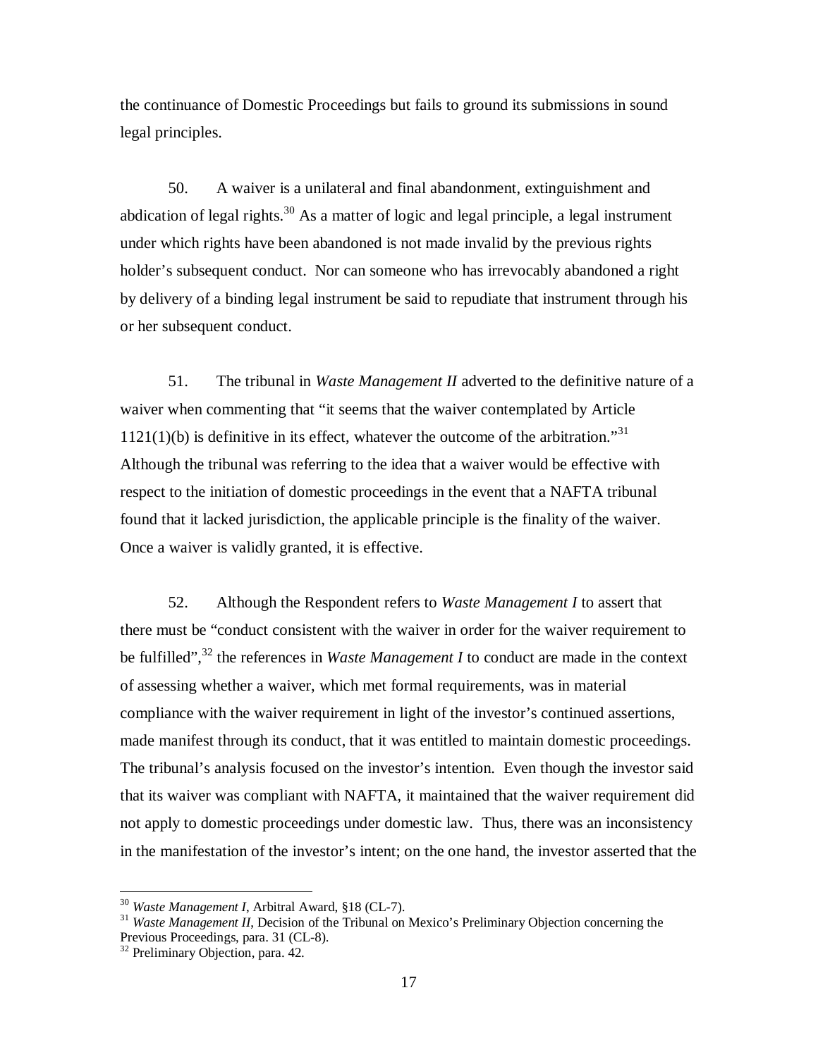the continuance of Domestic Proceedings but fails to ground its submissions in sound legal principles.

50. A waiver is a unilateral and final abandonment, extinguishment and abdication of legal rights.[30] As a matter of logic and legal principle, a legal instrument under which rights have been abandoned is not made invalid by the previous rights holder's subsequent conduct. Nor can someone who has irrevocably abandoned a right by delivery of a binding legal instrument be said to repudiate that instrument through his or her subsequent conduct.

51. The tribunal in *Waste Management II* adverted to the definitive nature of a waiver when commenting that "it seems that the waiver contemplated by Article 1121(1)(b) is definitive in its effect, whatever the outcome of the arbitration."[31] Although the tribunal was referring to the idea that a waiver would be effective with respect to the initiation of domestic proceedings in the event that a NAFTA tribunal found that it lacked jurisdiction, the applicable principle is the finality of the waiver. Once a waiver is validly granted, it is effective.

52. Although the Respondent refers to *Waste Management I* to assert that there must be "conduct consistent with the waiver in order for the waiver requirement to be fulfilled",[32] the references in *Waste Management I* to conduct are made in the context of assessing whether a waiver, which met formal requirements, was in material compliance with the waiver requirement in light of the investor's continued assertions, made manifest through its conduct, that it was entitled to maintain domestic proceedings. The tribunal's analysis focused on the investor's intention. Even though the investor said that its waiver was compliant with NAFTA, it maintained that the waiver requirement did not apply to domestic proceedings under domestic law. Thus, there was an inconsistency in the manifestation of the investor's intent; on the one hand, the investor asserted that the

---

[30] *Waste Management I*, Arbitral Award, §18 (CL-7).

[31] *Waste Management II*, Decision of the Tribunal on Mexico's Preliminary Objection concerning the Previous Proceedings, para. 31 (CL-8).

[32] Preliminary Objection, para. 42.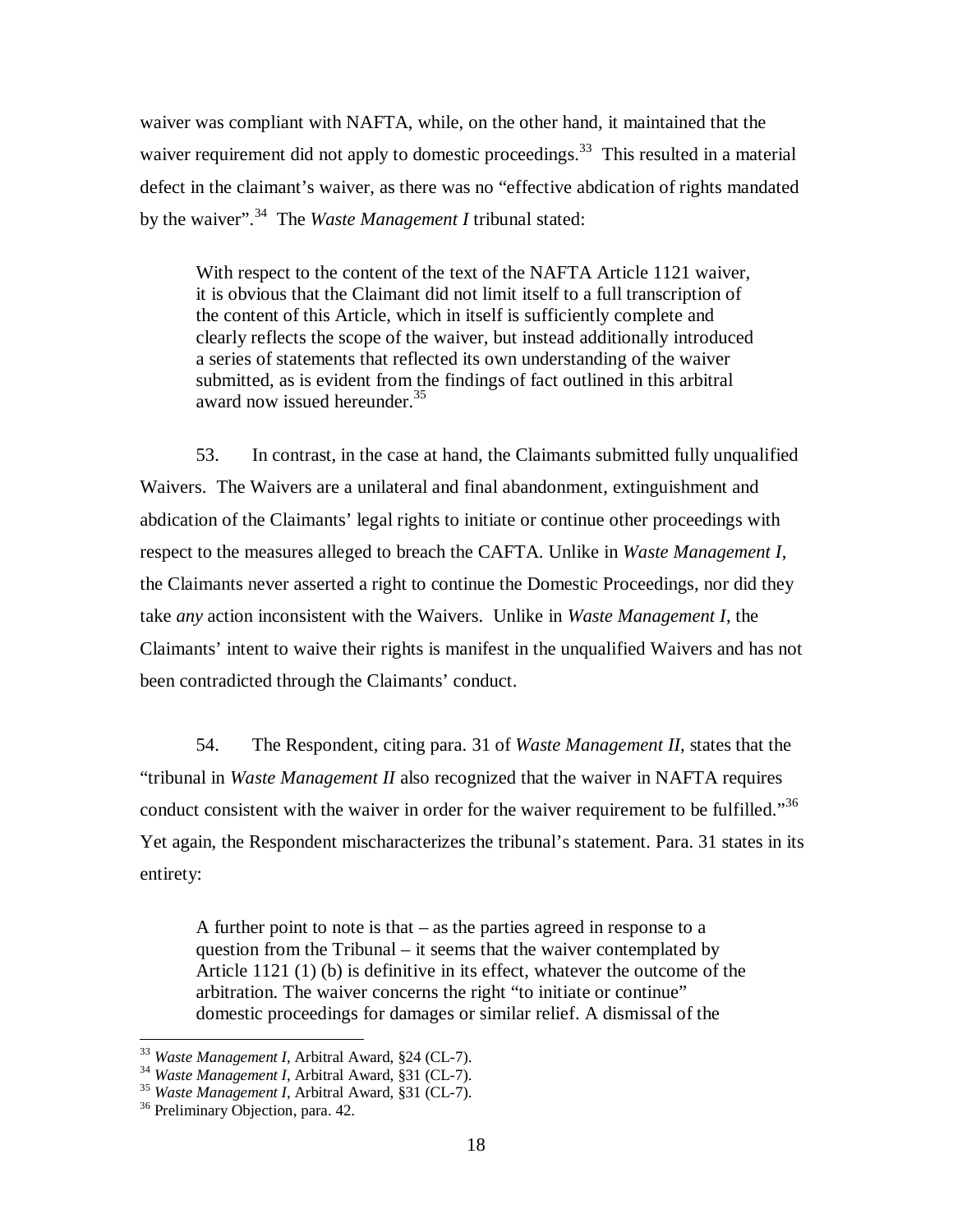waiver was compliant with NAFTA, while, on the other hand, it maintained that the waiver requirement did not apply to domestic proceedings.[33] This resulted in a material defect in the claimant's waiver, as there was no "effective abdication of rights mandated by the waiver".[34] The *Waste Management I* tribunal stated:

> With respect to the content of the text of the NAFTA Article 1121 waiver, it is obvious that the Claimant did not limit itself to a full transcription of the content of this Article, which in itself is sufficiently complete and clearly reflects the scope of the waiver, but instead additionally introduced a series of statements that reflected its own understanding of the waiver submitted, as is evident from the findings of fact outlined in this arbitral award now issued hereunder.[35]

53. In contrast, in the case at hand, the Claimants submitted fully unqualified Waivers. The Waivers are a unilateral and final abandonment, extinguishment and abdication of the Claimants' legal rights to initiate or continue other proceedings with respect to the measures alleged to breach the CAFTA. Unlike in *Waste Management I*, the Claimants never asserted a right to continue the Domestic Proceedings, nor did they take *any* action inconsistent with the Waivers. Unlike in *Waste Management I*, the Claimants' intent to waive their rights is manifest in the unqualified Waivers and has not been contradicted through the Claimants' conduct.

54. The Respondent, citing para. 31 of *Waste Management II*, states that the "tribunal in *Waste Management II* also recognized that the waiver in NAFTA requires conduct consistent with the waiver in order for the waiver requirement to be fulfilled."[36] Yet again, the Respondent mischaracterizes the tribunal's statement. Para. 31 states in its entirety:

> A further point to note is that – as the parties agreed in response to a question from the Tribunal – it seems that the waiver contemplated by Article 1121 (1) (b) is definitive in its effect, whatever the outcome of the arbitration. The waiver concerns the right "to initiate or continue" domestic proceedings for damages or similar relief. A dismissal of the

---

[33] *Waste Management I*, Arbitral Award, §24 (CL-7).

[34] *Waste Management I*, Arbitral Award, §31 (CL-7).

[35] *Waste Management I*, Arbitral Award, §31 (CL-7).

[36] Preliminary Objection, para. 42.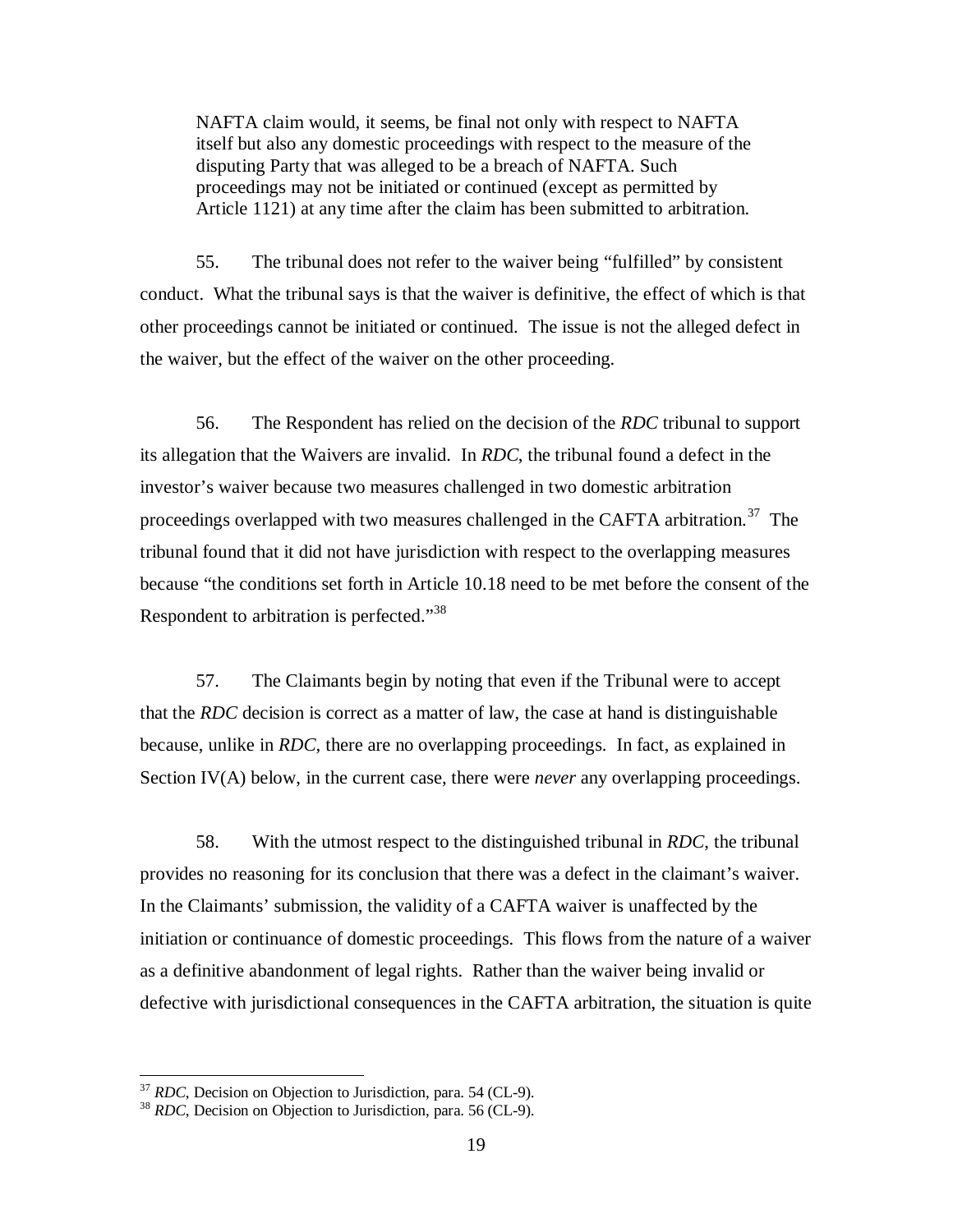> NAFTA claim would, it seems, be final not only with respect to NAFTA itself but also any domestic proceedings with respect to the measure of the disputing Party that was alleged to be a breach of NAFTA. Such proceedings may not be initiated or continued (except as permitted by Article 1121) at any time after the claim has been submitted to arbitration.

55. The tribunal does not refer to the waiver being "fulfilled" by consistent conduct. What the tribunal says is that the waiver is definitive, the effect of which is that other proceedings cannot be initiated or continued. The issue is not the alleged defect in the waiver, but the effect of the waiver on the other proceeding.

56. The Respondent has relied on the decision of the *RDC* tribunal to support its allegation that the Waivers are invalid. In *RDC*, the tribunal found a defect in the investor's waiver because two measures challenged in two domestic arbitration proceedings overlapped with two measures challenged in the CAFTA arbitration.[37] The tribunal found that it did not have jurisdiction with respect to the overlapping measures because "the conditions set forth in Article 10.18 need to be met before the consent of the Respondent to arbitration is perfected."[38]

57. The Claimants begin by noting that even if the Tribunal were to accept that the *RDC* decision is correct as a matter of law, the case at hand is distinguishable because, unlike in *RDC*, there are no overlapping proceedings. In fact, as explained in Section IV(A) below, in the current case, there were *never* any overlapping proceedings.

58. With the utmost respect to the distinguished tribunal in *RDC*, the tribunal provides no reasoning for its conclusion that there was a defect in the claimant's waiver. In the Claimants' submission, the validity of a CAFTA waiver is unaffected by the initiation or continuance of domestic proceedings. This flows from the nature of a waiver as a definitive abandonment of legal rights. Rather than the waiver being invalid or defective with jurisdictional consequences in the CAFTA arbitration, the situation is quite

---

[37] *RDC*, Decision on Objection to Jurisdiction, para. 54 (CL-9).

[38] *RDC*, Decision on Objection to Jurisdiction, para. 56 (CL-9).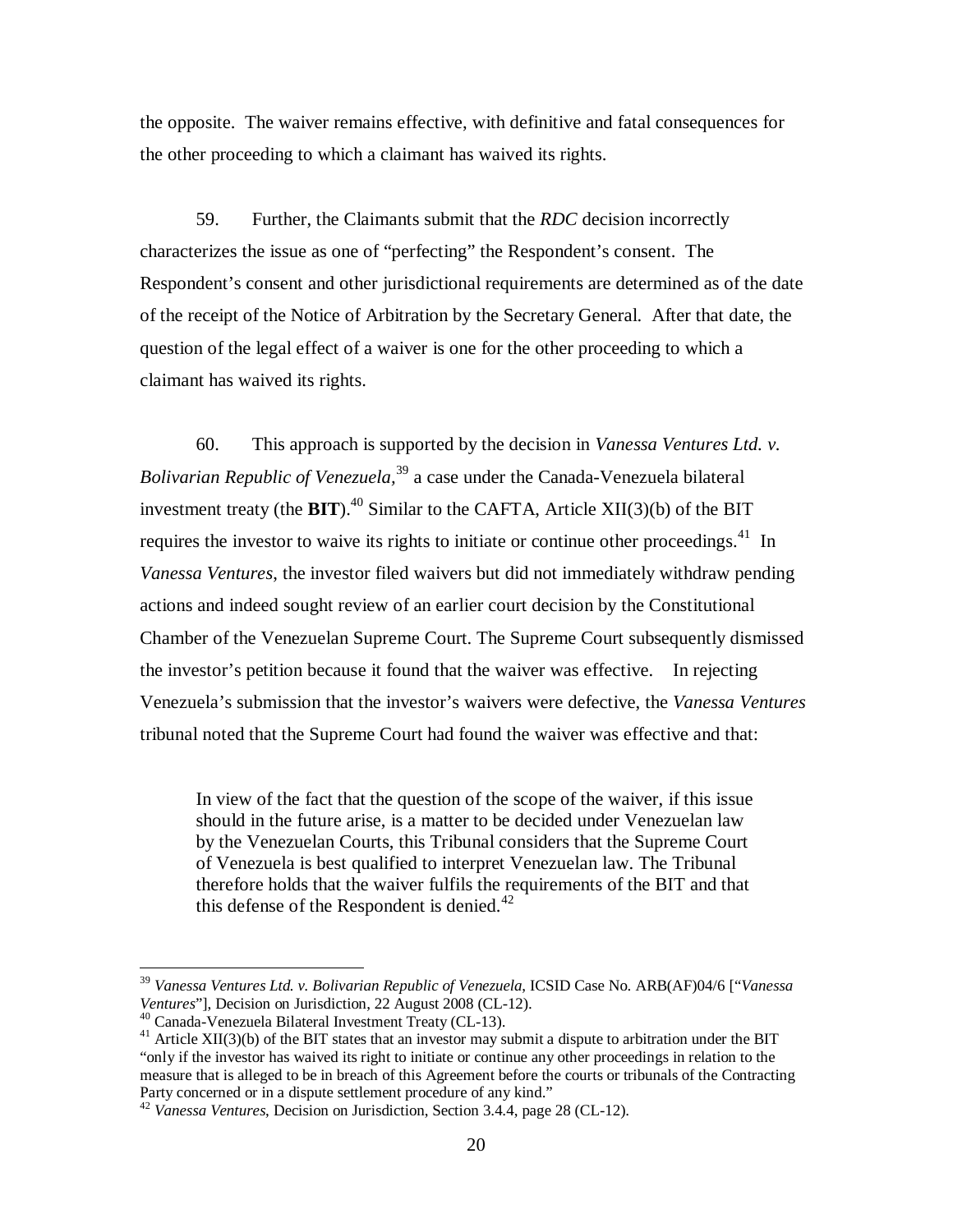the opposite. The waiver remains effective, with definitive and fatal consequences for the other proceeding to which a claimant has waived its rights.

59. Further, the Claimants submit that the *RDC* decision incorrectly characterizes the issue as one of "perfecting" the Respondent's consent. The Respondent's consent and other jurisdictional requirements are determined as of the date of the receipt of the Notice of Arbitration by the Secretary General. After that date, the question of the legal effect of a waiver is one for the other proceeding to which a claimant has waived its rights.

60. This approach is supported by the decision in *Vanessa Ventures Ltd. v. Bolivarian Republic of Venezuela*,[39] a case under the Canada-Venezuela bilateral investment treaty (the **BIT**).[40] Similar to the CAFTA, Article XII(3)(b) of the BIT requires the investor to waive its rights to initiate or continue other proceedings.[41] In *Vanessa Ventures*, the investor filed waivers but did not immediately withdraw pending actions and indeed sought review of an earlier court decision by the Constitutional Chamber of the Venezuelan Supreme Court. The Supreme Court subsequently dismissed the investor's petition because it found that the waiver was effective. In rejecting Venezuela's submission that the investor's waivers were defective, the *Vanessa Ventures* tribunal noted that the Supreme Court had found the waiver was effective and that:

> In view of the fact that the question of the scope of the waiver, if this issue should in the future arise, is a matter to be decided under Venezuelan law by the Venezuelan Courts, this Tribunal considers that the Supreme Court of Venezuela is best qualified to interpret Venezuelan law. The Tribunal therefore holds that the waiver fulfils the requirements of the BIT and that this defense of the Respondent is denied.[42]

---

[39] *Vanessa Ventures Ltd. v. Bolivarian Republic of Venezuela*, ICSID Case No. ARB(AF)04/6 ["*Vanessa Ventures*"], Decision on Jurisdiction, 22 August 2008 (CL-12).

[40] Canada-Venezuela Bilateral Investment Treaty (CL-13).

[41] Article XII(3)(b) of the BIT states that an investor may submit a dispute to arbitration under the BIT "only if the investor has waived its right to initiate or continue any other proceedings in relation to the measure that is alleged to be in breach of this Agreement before the courts or tribunals of the Contracting Party concerned or in a dispute settlement procedure of any kind."

[42] *Vanessa Ventures*, Decision on Jurisdiction, Section 3.4.4, page 28 (CL-12).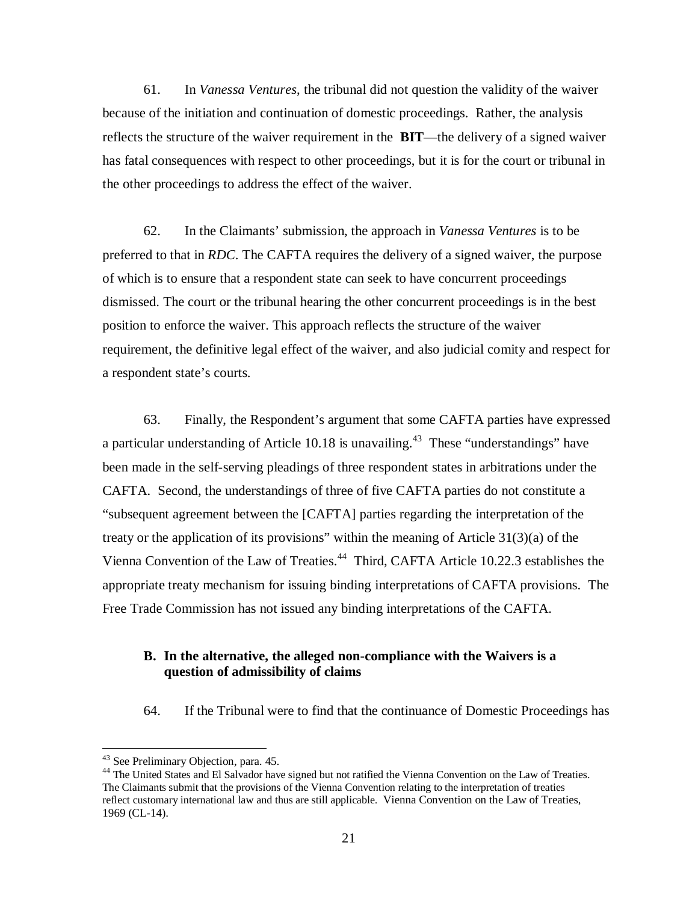61. In *Vanessa Ventures*, the tribunal did not question the validity of the waiver because of the initiation and continuation of domestic proceedings. Rather, the analysis reflects the structure of the waiver requirement in the **BIT**—the delivery of a signed waiver has fatal consequences with respect to other proceedings, but it is for the court or tribunal in the other proceedings to address the effect of the waiver.

62. In the Claimants' submission, the approach in *Vanessa Ventures* is to be preferred to that in *RDC*. The CAFTA requires the delivery of a signed waiver, the purpose of which is to ensure that a respondent state can seek to have concurrent proceedings dismissed. The court or the tribunal hearing the other concurrent proceedings is in the best position to enforce the waiver. This approach reflects the structure of the waiver requirement, the definitive legal effect of the waiver, and also judicial comity and respect for a respondent state's courts.

63. Finally, the Respondent's argument that some CAFTA parties have expressed a particular understanding of Article 10.18 is unavailing.[43] These "understandings" have been made in the self-serving pleadings of three respondent states in arbitrations under the CAFTA. Second, the understandings of three of five CAFTA parties do not constitute a "subsequent agreement between the [CAFTA] parties regarding the interpretation of the treaty or the application of its provisions" within the meaning of Article 31(3)(a) of the Vienna Convention of the Law of Treaties.[44] Third, CAFTA Article 10.22.3 establishes the appropriate treaty mechanism for issuing binding interpretations of CAFTA provisions. The Free Trade Commission has not issued any binding interpretations of the CAFTA.

### B. In the alternative, the alleged non-compliance with the Waivers is a question of admissibility of claims

64. If the Tribunal were to find that the continuance of Domestic Proceedings has

---

[43] See Preliminary Objection, para. 45.

[44] The United States and El Salvador have signed but not ratified the Vienna Convention on the Law of Treaties. The Claimants submit that the provisions of the Vienna Convention relating to the interpretation of treaties reflect customary international law and thus are still applicable. Vienna Convention on the Law of Treaties, 1969 (CL-14).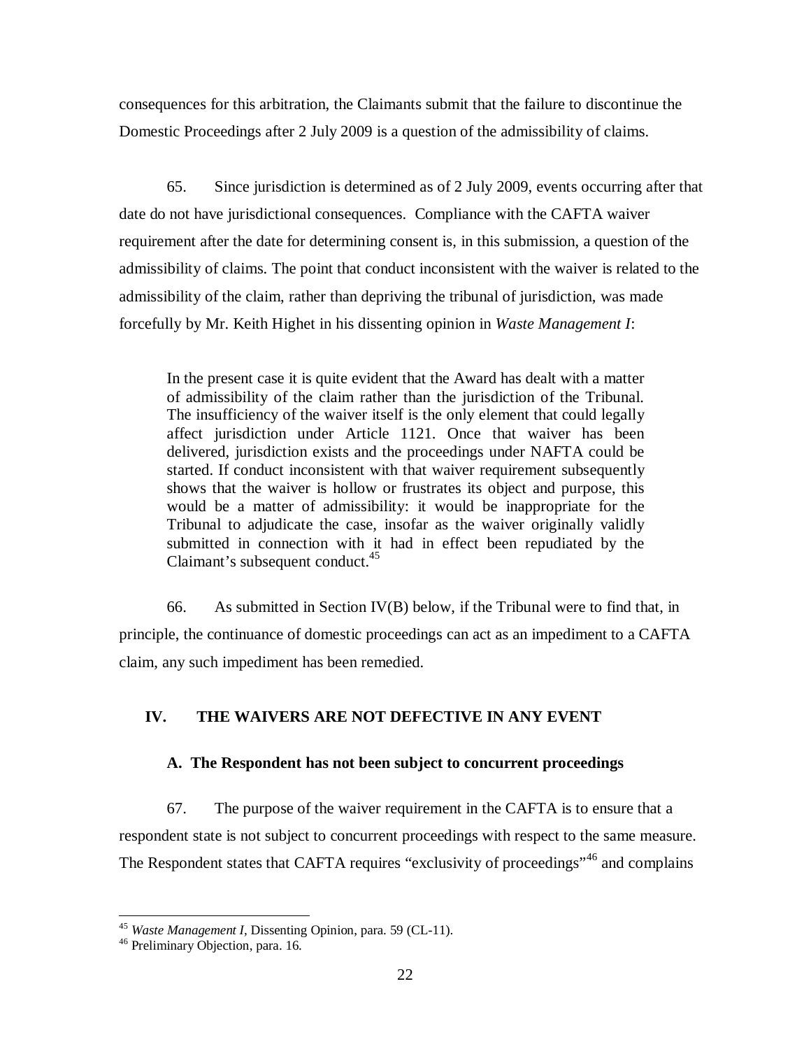consequences for this arbitration, the Claimants submit that the failure to discontinue the Domestic Proceedings after 2 July 2009 is a question of the admissibility of claims.

65. Since jurisdiction is determined as of 2 July 2009, events occurring after that date do not have jurisdictional consequences. Compliance with the CAFTA waiver requirement after the date for determining consent is, in this submission, a question of the admissibility of claims. The point that conduct inconsistent with the waiver is related to the admissibility of the claim, rather than depriving the tribunal of jurisdiction, was made forcefully by Mr. Keith Highet in his dissenting opinion in *Waste Management I*:

> In the present case it is quite evident that the Award has dealt with a matter of admissibility of the claim rather than the jurisdiction of the Tribunal. The insufficiency of the waiver itself is the only element that could legally affect jurisdiction under Article 1121. Once that waiver has been delivered, jurisdiction exists and the proceedings under NAFTA could be started. If conduct inconsistent with that waiver requirement subsequently shows that the waiver is hollow or frustrates its object and purpose, this would be a matter of admissibility: it would be inappropriate for the Tribunal to adjudicate the case, insofar as the waiver originally validly submitted in connection with it had in effect been repudiated by the Claimant's subsequent conduct.[45]

66. As submitted in Section IV(B) below, if the Tribunal were to find that, in principle, the continuance of domestic proceedings can act as an impediment to a CAFTA claim, any such impediment has been remedied.

## IV. THE WAIVERS ARE NOT DEFECTIVE IN ANY EVENT

### A. The Respondent has not been subject to concurrent proceedings

67. The purpose of the waiver requirement in the CAFTA is to ensure that a respondent state is not subject to concurrent proceedings with respect to the same measure. The Respondent states that CAFTA requires "exclusivity of proceedings"[46] and complains

---

[45] *Waste Management I*, Dissenting Opinion, para. 59 (CL-11).

[46] Preliminary Objection, para. 16.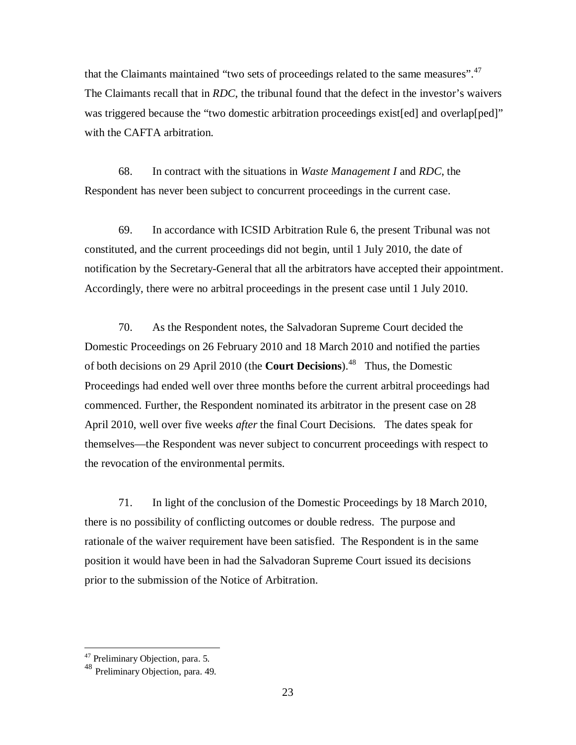that the Claimants maintained "two sets of proceedings related to the same measures".[47] The Claimants recall that in *RDC*, the tribunal found that the defect in the investor's waivers was triggered because the "two domestic arbitration proceedings exist[ed] and overlap[ped]" with the CAFTA arbitration.

68. In contract with the situations in *Waste Management I* and *RDC*, the Respondent has never been subject to concurrent proceedings in the current case.

69. In accordance with ICSID Arbitration Rule 6, the present Tribunal was not constituted, and the current proceedings did not begin, until 1 July 2010, the date of notification by the Secretary-General that all the arbitrators have accepted their appointment. Accordingly, there were no arbitral proceedings in the present case until 1 July 2010.

70. As the Respondent notes, the Salvadoran Supreme Court decided the Domestic Proceedings on 26 February 2010 and 18 March 2010 and notified the parties of both decisions on 29 April 2010 (the **Court Decisions**).[48] Thus, the Domestic Proceedings had ended well over three months before the current arbitral proceedings had commenced. Further, the Respondent nominated its arbitrator in the present case on 28 April 2010, well over five weeks *after* the final Court Decisions. The dates speak for themselves—the Respondent was never subject to concurrent proceedings with respect to the revocation of the environmental permits.

71. In light of the conclusion of the Domestic Proceedings by 18 March 2010, there is no possibility of conflicting outcomes or double redress. The purpose and rationale of the waiver requirement have been satisfied. The Respondent is in the same position it would have been in had the Salvadoran Supreme Court issued its decisions prior to the submission of the Notice of Arbitration.

---

[47] Preliminary Objection, para. 5.

[48] Preliminary Objection, para. 49.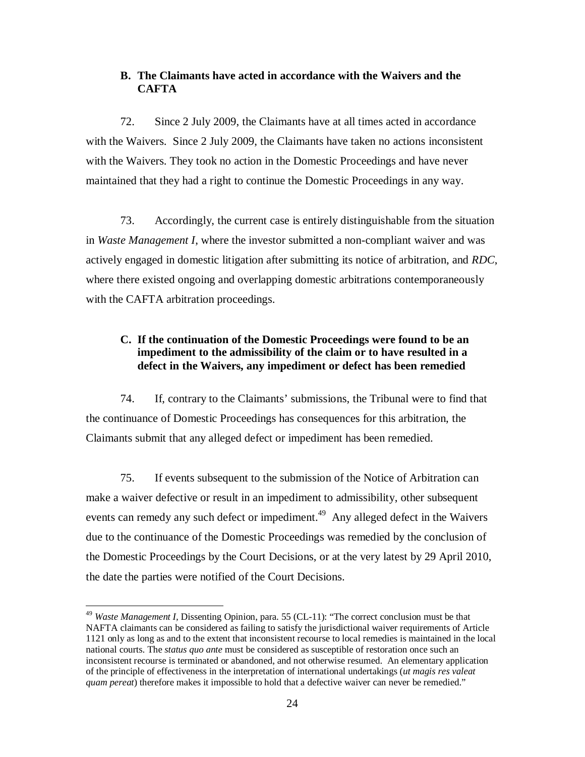### B. The Claimants have acted in accordance with the Waivers and the CAFTA

72. Since 2 July 2009, the Claimants have at all times acted in accordance with the Waivers. Since 2 July 2009, the Claimants have taken no actions inconsistent with the Waivers. They took no action in the Domestic Proceedings and have never maintained that they had a right to continue the Domestic Proceedings in any way.

73. Accordingly, the current case is entirely distinguishable from the situation in *Waste Management I*, where the investor submitted a non-compliant waiver and was actively engaged in domestic litigation after submitting its notice of arbitration, and *RDC*, where there existed ongoing and overlapping domestic arbitrations contemporaneously with the CAFTA arbitration proceedings.

### C. If the continuation of the Domestic Proceedings were found to be an impediment to the admissibility of the claim or to have resulted in a defect in the Waivers, any impediment or defect has been remedied

74. If, contrary to the Claimants' submissions, the Tribunal were to find that the continuance of Domestic Proceedings has consequences for this arbitration, the Claimants submit that any alleged defect or impediment has been remedied.

75. If events subsequent to the submission of the Notice of Arbitration can make a waiver defective or result in an impediment to admissibility, other subsequent events can remedy any such defect or impediment.[49] Any alleged defect in the Waivers due to the continuance of the Domestic Proceedings was remedied by the conclusion of the Domestic Proceedings by the Court Decisions, or at the very latest by 29 April 2010, the date the parties were notified of the Court Decisions.

---

[49] *Waste Management I,* Dissenting Opinion, para. 55 (CL-11): "The correct conclusion must be that NAFTA claimants can be considered as failing to satisfy the jurisdictional waiver requirements of Article 1121 only as long as and to the extent that inconsistent recourse to local remedies is maintained in the local national courts. The *status quo ante* must be considered as susceptible of restoration once such an inconsistent recourse is terminated or abandoned, and not otherwise resumed. An elementary application of the principle of effectiveness in the interpretation of international undertakings (*ut magis res valeat quam pereat*) therefore makes it impossible to hold that a defective waiver can never be remedied."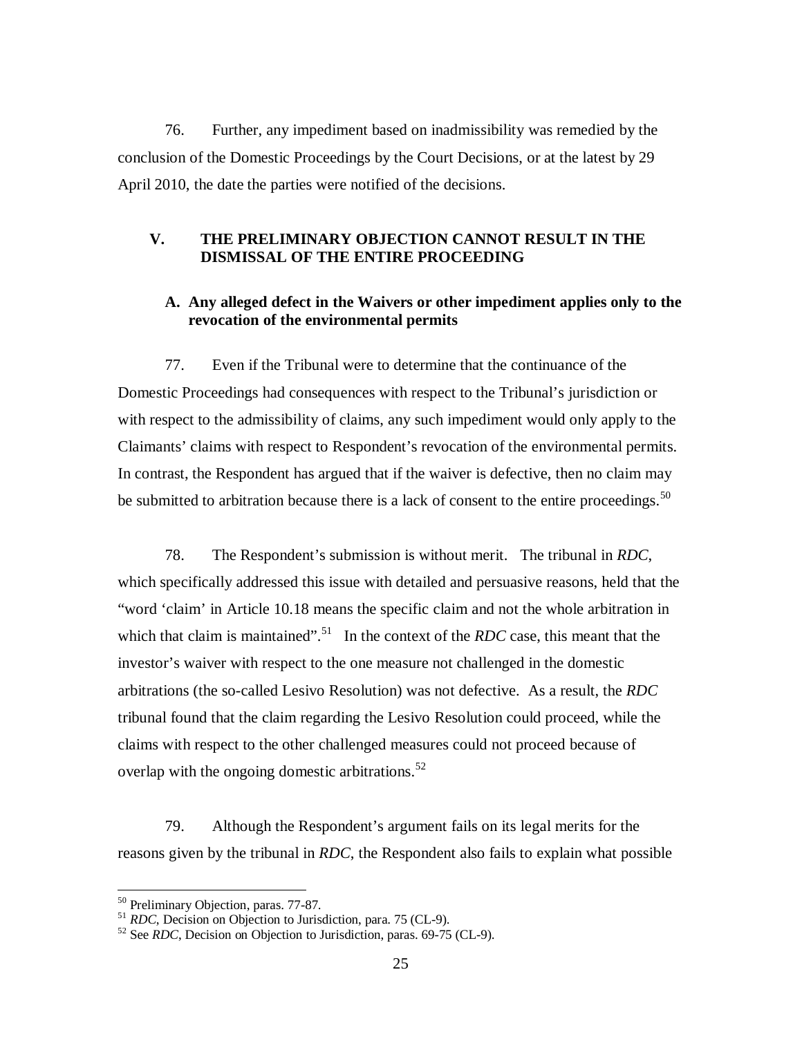76. Further, any impediment based on inadmissibility was remedied by the conclusion of the Domestic Proceedings by the Court Decisions, or at the latest by 29 April 2010, the date the parties were notified of the decisions.

## V. THE PRELIMINARY OBJECTION CANNOT RESULT IN THE DISMISSAL OF THE ENTIRE PROCEEDING

### A. Any alleged defect in the Waivers or other impediment applies only to the revocation of the environmental permits

77. Even if the Tribunal were to determine that the continuance of the Domestic Proceedings had consequences with respect to the Tribunal's jurisdiction or with respect to the admissibility of claims, any such impediment would only apply to the Claimants' claims with respect to Respondent's revocation of the environmental permits. In contrast, the Respondent has argued that if the waiver is defective, then no claim may be submitted to arbitration because there is a lack of consent to the entire proceedings.[50]

78. The Respondent's submission is without merit. The tribunal in *RDC*, which specifically addressed this issue with detailed and persuasive reasons, held that the "word 'claim' in Article 10.18 means the specific claim and not the whole arbitration in which that claim is maintained".[51] In the context of the *RDC* case, this meant that the investor's waiver with respect to the one measure not challenged in the domestic arbitrations (the so-called Lesivo Resolution) was not defective. As a result, the *RDC* tribunal found that the claim regarding the Lesivo Resolution could proceed, while the claims with respect to the other challenged measures could not proceed because of overlap with the ongoing domestic arbitrations.[52]

79. Although the Respondent's argument fails on its legal merits for the reasons given by the tribunal in *RDC*, the Respondent also fails to explain what possible

---

[50] Preliminary Objection, paras. 77-87.

[51] *RDC*, Decision on Objection to Jurisdiction, para. 75 (CL-9).

[52] See *RDC*, Decision on Objection to Jurisdiction, paras. 69-75 (CL-9).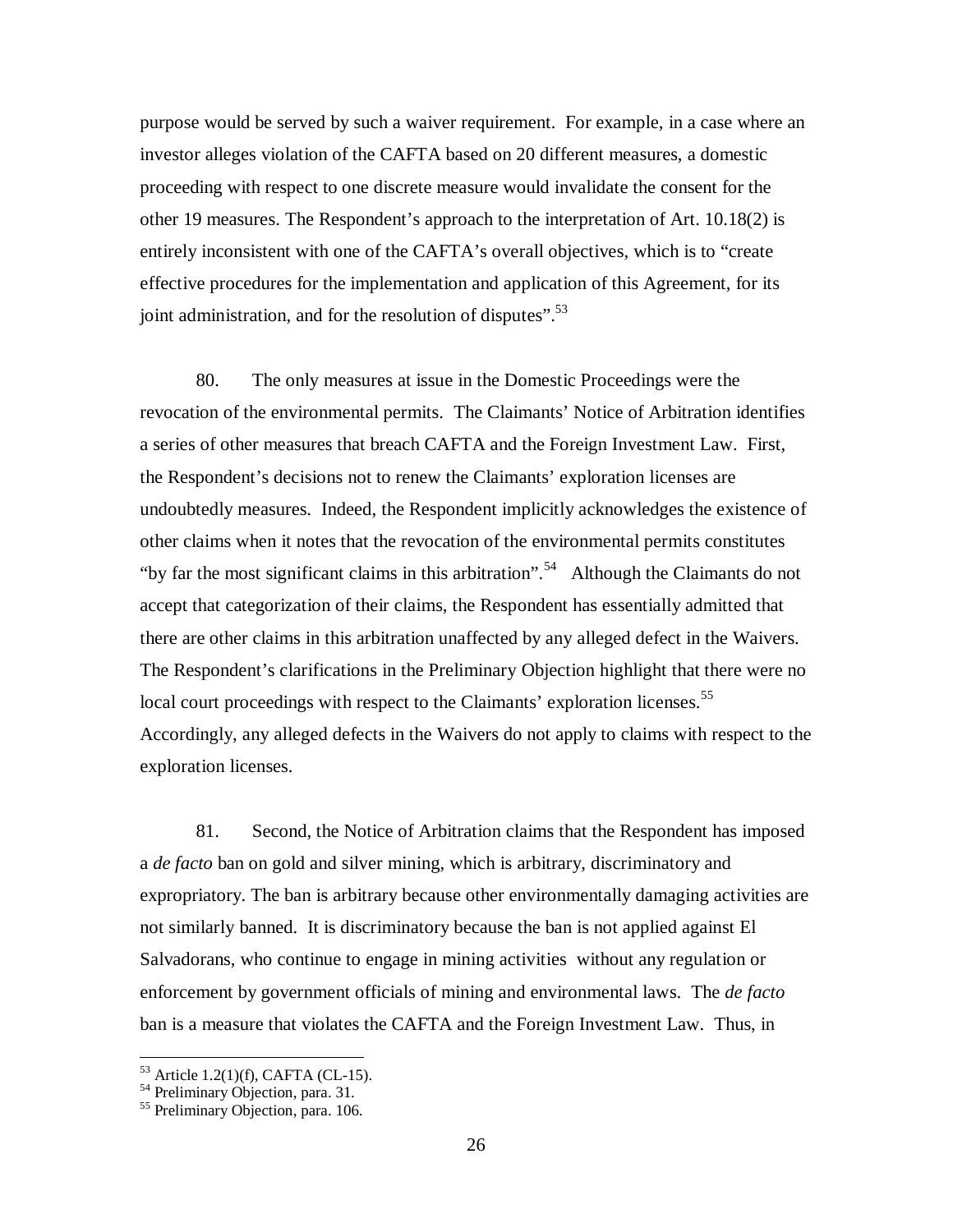purpose would be served by such a waiver requirement. For example, in a case where an investor alleges violation of the CAFTA based on 20 different measures, a domestic proceeding with respect to one discrete measure would invalidate the consent for the other 19 measures. The Respondent's approach to the interpretation of Art. 10.18(2) is entirely inconsistent with one of the CAFTA's overall objectives, which is to "create effective procedures for the implementation and application of this Agreement, for its joint administration, and for the resolution of disputes".[53]

80. The only measures at issue in the Domestic Proceedings were the revocation of the environmental permits. The Claimants' Notice of Arbitration identifies a series of other measures that breach CAFTA and the Foreign Investment Law. First, the Respondent's decisions not to renew the Claimants' exploration licenses are undoubtedly measures. Indeed, the Respondent implicitly acknowledges the existence of other claims when it notes that the revocation of the environmental permits constitutes "by far the most significant claims in this arbitration".[54] Although the Claimants do not accept that categorization of their claims, the Respondent has essentially admitted that there are other claims in this arbitration unaffected by any alleged defect in the Waivers. The Respondent's clarifications in the Preliminary Objection highlight that there were no local court proceedings with respect to the Claimants' exploration licenses.[55] Accordingly, any alleged defects in the Waivers do not apply to claims with respect to the exploration licenses.

81. Second, the Notice of Arbitration claims that the Respondent has imposed a *de facto* ban on gold and silver mining, which is arbitrary, discriminatory and expropriatory. The ban is arbitrary because other environmentally damaging activities are not similarly banned. It is discriminatory because the ban is not applied against El Salvadorans, who continue to engage in mining activities without any regulation or enforcement by government officials of mining and environmental laws. The *de facto* ban is a measure that violates the CAFTA and the Foreign Investment Law. Thus, in

[53] Article 1.2(1)(f), CAFTA (CL-15).
[54] Preliminary Objection, para. 31.
[55] Preliminary Objection, para. 106.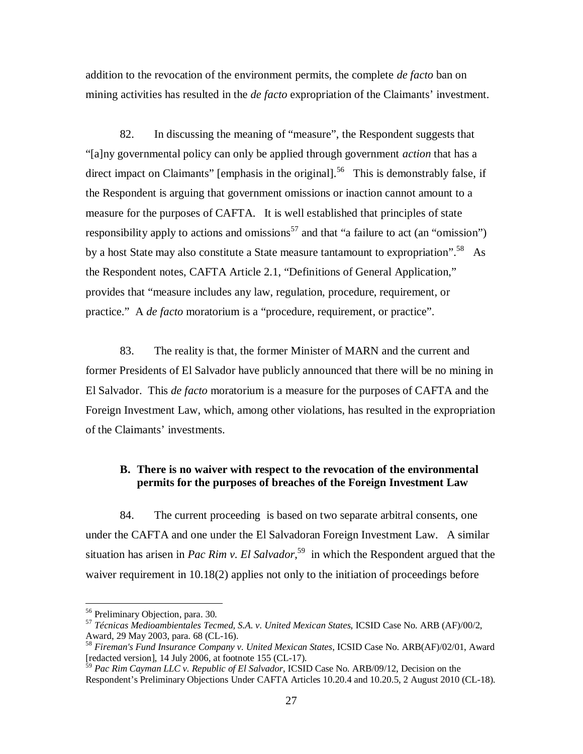addition to the revocation of the environment permits, the complete *de facto* ban on mining activities has resulted in the *de facto* expropriation of the Claimants' investment.

82. In discussing the meaning of "measure", the Respondent suggests that "[a]ny governmental policy can only be applied through government *action* that has a direct impact on Claimants" [emphasis in the original].[56] This is demonstrably false, if the Respondent is arguing that government omissions or inaction cannot amount to a measure for the purposes of CAFTA. It is well established that principles of state responsibility apply to actions and omissions[57] and that "a failure to act (an "omission") by a host State may also constitute a State measure tantamount to expropriation".[58] As the Respondent notes, CAFTA Article 2.1, "Definitions of General Application," provides that "measure includes any law, regulation, procedure, requirement, or practice." A *de facto* moratorium is a "procedure, requirement, or practice".

83. The reality is that, the former Minister of MARN and the current and former Presidents of El Salvador have publicly announced that there will be no mining in El Salvador. This *de facto* moratorium is a measure for the purposes of CAFTA and the Foreign Investment Law, which, among other violations, has resulted in the expropriation of the Claimants' investments.

### B. There is no waiver with respect to the revocation of the environmental permits for the purposes of breaches of the Foreign Investment Law

84. The current proceeding is based on two separate arbitral consents, one under the CAFTA and one under the El Salvadoran Foreign Investment Law. A similar situation has arisen in *Pac Rim v. El Salvador*,[59] in which the Respondent argued that the waiver requirement in 10.18(2) applies not only to the initiation of proceedings before

---

[56] Preliminary Objection, para. 30.

[57] *Técnicas Medioambientales Tecmed, S.A. v. United Mexican States*, ICSID Case No. ARB (AF)/00/2, Award, 29 May 2003, para. 68 (CL-16).

[58] *Fireman's Fund Insurance Company v. United Mexican States*, ICSID Case No. ARB(AF)/02/01, Award [redacted version], 14 July 2006, at footnote 155 (CL-17).

[59] *Pac Rim Cayman LLC v. Republic of El Salvador*, ICSID Case No. ARB/09/12, Decision on the Respondent's Preliminary Objections Under CAFTA Articles 10.20.4 and 10.20.5, 2 August 2010 (CL-18).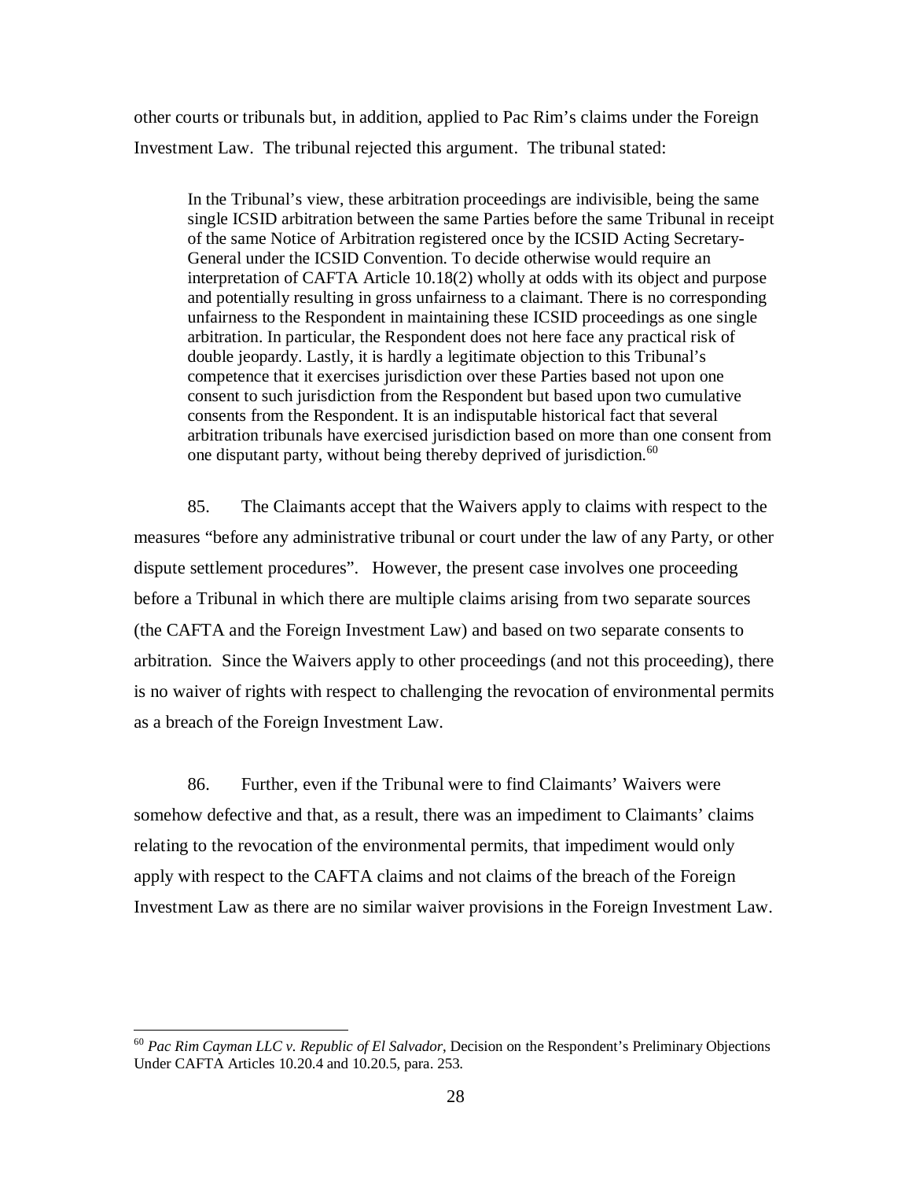other courts or tribunals but, in addition, applied to Pac Rim's claims under the Foreign Investment Law. The tribunal rejected this argument. The tribunal stated:

> In the Tribunal's view, these arbitration proceedings are indivisible, being the same single ICSID arbitration between the same Parties before the same Tribunal in receipt of the same Notice of Arbitration registered once by the ICSID Acting Secretary-General under the ICSID Convention. To decide otherwise would require an interpretation of CAFTA Article 10.18(2) wholly at odds with its object and purpose and potentially resulting in gross unfairness to a claimant. There is no corresponding unfairness to the Respondent in maintaining these ICSID proceedings as one single arbitration. In particular, the Respondent does not here face any practical risk of double jeopardy. Lastly, it is hardly a legitimate objection to this Tribunal's competence that it exercises jurisdiction over these Parties based not upon one consent to such jurisdiction from the Respondent but based upon two cumulative consents from the Respondent. It is an indisputable historical fact that several arbitration tribunals have exercised jurisdiction based on more than one consent from one disputant party, without being thereby deprived of jurisdiction.[60]

85. The Claimants accept that the Waivers apply to claims with respect to the measures "before any administrative tribunal or court under the law of any Party, or other dispute settlement procedures". However, the present case involves one proceeding before a Tribunal in which there are multiple claims arising from two separate sources (the CAFTA and the Foreign Investment Law) and based on two separate consents to arbitration. Since the Waivers apply to other proceedings (and not this proceeding), there is no waiver of rights with respect to challenging the revocation of environmental permits as a breach of the Foreign Investment Law.

86. Further, even if the Tribunal were to find Claimants' Waivers were somehow defective and that, as a result, there was an impediment to Claimants' claims relating to the revocation of the environmental permits, that impediment would only apply with respect to the CAFTA claims and not claims of the breach of the Foreign Investment Law as there are no similar waiver provisions in the Foreign Investment Law.

---

[60] *Pac Rim Cayman LLC v. Republic of El Salvador*, Decision on the Respondent's Preliminary Objections Under CAFTA Articles 10.20.4 and 10.20.5, para. 253.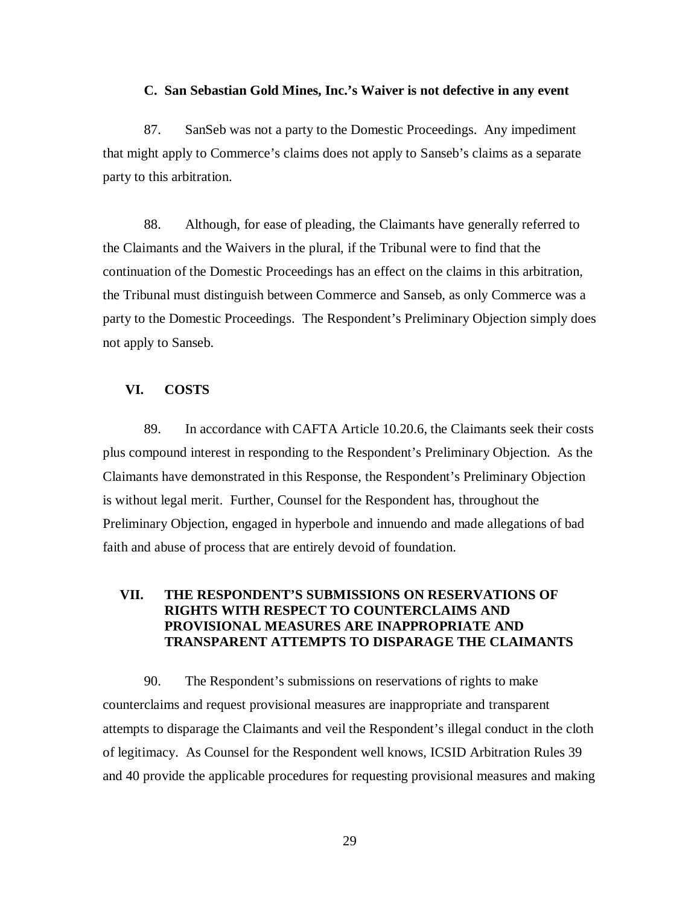### C. San Sebastian Gold Mines, Inc.'s Waiver is not defective in any event

87. SanSeb was not a party to the Domestic Proceedings. Any impediment that might apply to Commerce's claims does not apply to Sanseb's claims as a separate party to this arbitration.

88. Although, for ease of pleading, the Claimants have generally referred to the Claimants and the Waivers in the plural, if the Tribunal were to find that the continuation of the Domestic Proceedings has an effect on the claims in this arbitration, the Tribunal must distinguish between Commerce and Sanseb, as only Commerce was a party to the Domestic Proceedings. The Respondent's Preliminary Objection simply does not apply to Sanseb.

## VI. COSTS

89. In accordance with CAFTA Article 10.20.6, the Claimants seek their costs plus compound interest in responding to the Respondent's Preliminary Objection. As the Claimants have demonstrated in this Response, the Respondent's Preliminary Objection is without legal merit. Further, Counsel for the Respondent has, throughout the Preliminary Objection, engaged in hyperbole and innuendo and made allegations of bad faith and abuse of process that are entirely devoid of foundation.

## VII. THE RESPONDENT'S SUBMISSIONS ON RESERVATIONS OF RIGHTS WITH RESPECT TO COUNTERCLAIMS AND PROVISIONAL MEASURES ARE INAPPROPRIATE AND TRANSPARENT ATTEMPTS TO DISPARAGE THE CLAIMANTS

90. The Respondent's submissions on reservations of rights to make counterclaims and request provisional measures are inappropriate and transparent attempts to disparage the Claimants and veil the Respondent's illegal conduct in the cloth of legitimacy. As Counsel for the Respondent well knows, ICSID Arbitration Rules 39 and 40 provide the applicable procedures for requesting provisional measures and making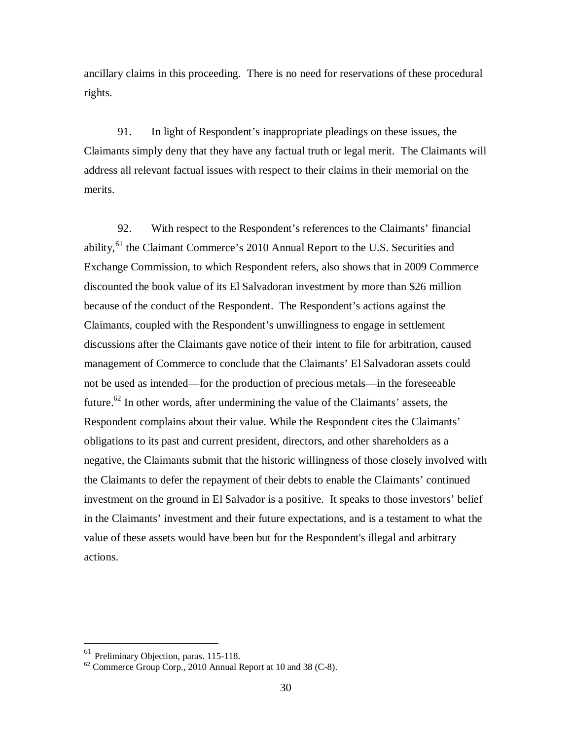ancillary claims in this proceeding. There is no need for reservations of these procedural rights.

91. In light of Respondent's inappropriate pleadings on these issues, the Claimants simply deny that they have any factual truth or legal merit. The Claimants will address all relevant factual issues with respect to their claims in their memorial on the merits.

92. With respect to the Respondent's references to the Claimants' financial ability,[61] the Claimant Commerce's 2010 Annual Report to the U.S. Securities and Exchange Commission, to which Respondent refers, also shows that in 2009 Commerce discounted the book value of its El Salvadoran investment by more than $26 million because of the conduct of the Respondent. The Respondent's actions against the Claimants, coupled with the Respondent's unwillingness to engage in settlement discussions after the Claimants gave notice of their intent to file for arbitration, caused management of Commerce to conclude that the Claimants' El Salvadoran assets could not be used as intended—for the production of precious metals—in the foreseeable future.[62] In other words, after undermining the value of the Claimants' assets, the Respondent complains about their value. While the Respondent cites the Claimants' obligations to its past and current president, directors, and other shareholders as a negative, the Claimants submit that the historic willingness of those closely involved with the Claimants to defer the repayment of their debts to enable the Claimants' continued investment on the ground in El Salvador is a positive. It speaks to those investors' belief in the Claimants' investment and their future expectations, and is a testament to what the value of these assets would have been but for the Respondent's illegal and arbitrary actions.

---

[61] Preliminary Objection, paras. 115-118.

[62] Commerce Group Corp., 2010 Annual Report at 10 and 38 (C-8).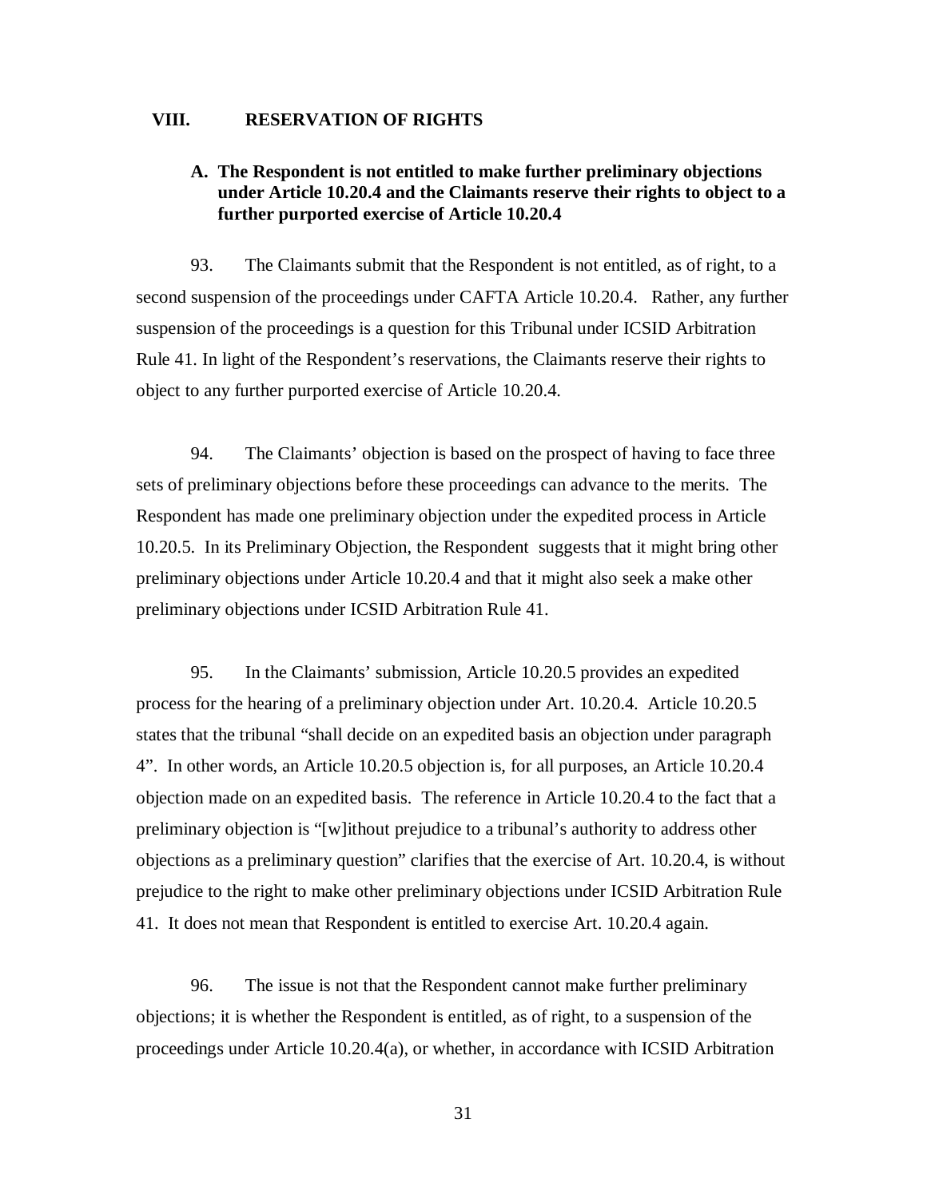## VIII. RESERVATION OF RIGHTS

### A. The Respondent is not entitled to make further preliminary objections under Article 10.20.4 and the Claimants reserve their rights to object to a further purported exercise of Article 10.20.4

93. The Claimants submit that the Respondent is not entitled, as of right, to a second suspension of the proceedings under CAFTA Article 10.20.4. Rather, any further suspension of the proceedings is a question for this Tribunal under ICSID Arbitration Rule 41. In light of the Respondent's reservations, the Claimants reserve their rights to object to any further purported exercise of Article 10.20.4.

94. The Claimants' objection is based on the prospect of having to face three sets of preliminary objections before these proceedings can advance to the merits. The Respondent has made one preliminary objection under the expedited process in Article 10.20.5. In its Preliminary Objection, the Respondent suggests that it might bring other preliminary objections under Article 10.20.4 and that it might also seek a make other preliminary objections under ICSID Arbitration Rule 41.

95. In the Claimants' submission, Article 10.20.5 provides an expedited process for the hearing of a preliminary objection under Art. 10.20.4. Article 10.20.5 states that the tribunal "shall decide on an expedited basis an objection under paragraph 4". In other words, an Article 10.20.5 objection is, for all purposes, an Article 10.20.4 objection made on an expedited basis. The reference in Article 10.20.4 to the fact that a preliminary objection is "[w]ithout prejudice to a tribunal's authority to address other objections as a preliminary question" clarifies that the exercise of Art. 10.20.4, is without prejudice to the right to make other preliminary objections under ICSID Arbitration Rule 41. It does not mean that Respondent is entitled to exercise Art. 10.20.4 again.

96. The issue is not that the Respondent cannot make further preliminary objections; it is whether the Respondent is entitled, as of right, to a suspension of the proceedings under Article 10.20.4(a), or whether, in accordance with ICSID Arbitration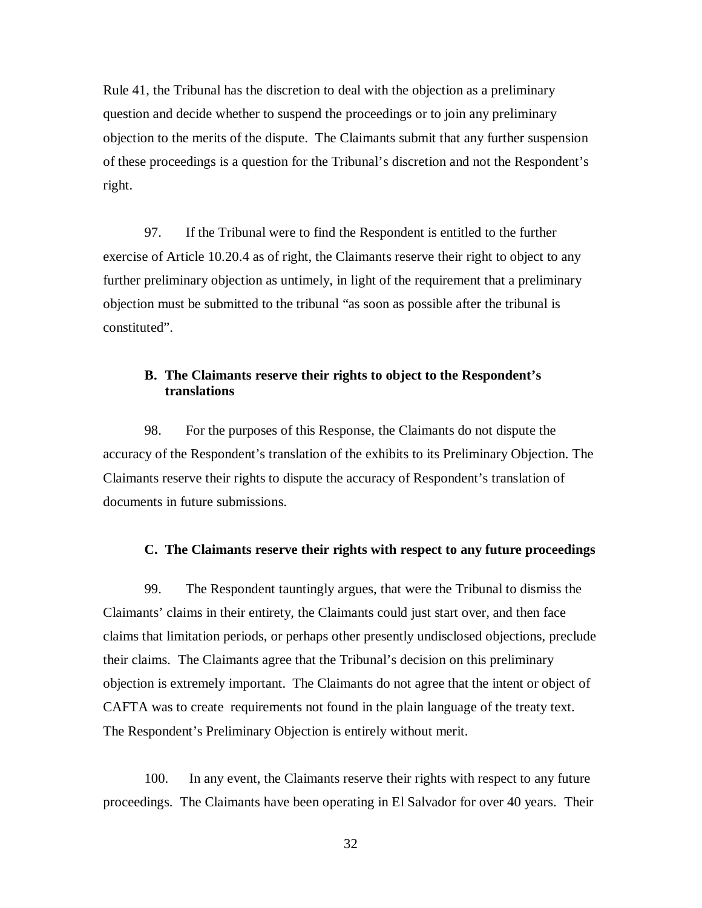Rule 41, the Tribunal has the discretion to deal with the objection as a preliminary question and decide whether to suspend the proceedings or to join any preliminary objection to the merits of the dispute. The Claimants submit that any further suspension of these proceedings is a question for the Tribunal's discretion and not the Respondent's right.

97. If the Tribunal were to find the Respondent is entitled to the further exercise of Article 10.20.4 as of right, the Claimants reserve their right to object to any further preliminary objection as untimely, in light of the requirement that a preliminary objection must be submitted to the tribunal "as soon as possible after the tribunal is constituted".

### B. The Claimants reserve their rights to object to the Respondent's translations

98. For the purposes of this Response, the Claimants do not dispute the accuracy of the Respondent's translation of the exhibits to its Preliminary Objection. The Claimants reserve their rights to dispute the accuracy of Respondent's translation of documents in future submissions.

### C. The Claimants reserve their rights with respect to any future proceedings

99. The Respondent tauntingly argues, that were the Tribunal to dismiss the Claimants' claims in their entirety, the Claimants could just start over, and then face claims that limitation periods, or perhaps other presently undisclosed objections, preclude their claims. The Claimants agree that the Tribunal's decision on this preliminary objection is extremely important. The Claimants do not agree that the intent or object of CAFTA was to create requirements not found in the plain language of the treaty text. The Respondent's Preliminary Objection is entirely without merit.

100. In any event, the Claimants reserve their rights with respect to any future proceedings. The Claimants have been operating in El Salvador for over 40 years. Their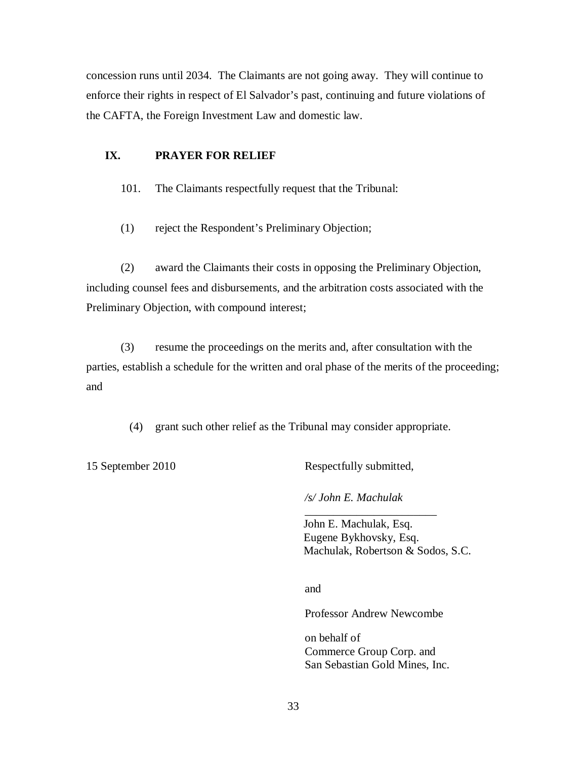concession runs until 2034. The Claimants are not going away. They will continue to enforce their rights in respect of El Salvador's past, continuing and future violations of the CAFTA, the Foreign Investment Law and domestic law.

## IX. PRAYER FOR RELIEF

101. The Claimants respectfully request that the Tribunal:

(1) reject the Respondent's Preliminary Objection;

(2) award the Claimants their costs in opposing the Preliminary Objection, including counsel fees and disbursements, and the arbitration costs associated with the Preliminary Objection, with compound interest;

(3) resume the proceedings on the merits and, after consultation with the parties, establish a schedule for the written and oral phase of the merits of the proceeding; and

(4) grant such other relief as the Tribunal may consider appropriate.

15 September 2010

Respectfully submitted,

*/s/ John E. Machulak*

John E. Machulak, Esq.
Eugene Bykhovsky, Esq.
Machulak, Robertson & Sodos, S.C.

and

Professor Andrew Newcombe

on behalf of
Commerce Group Corp. and
San Sebastian Gold Mines, Inc.